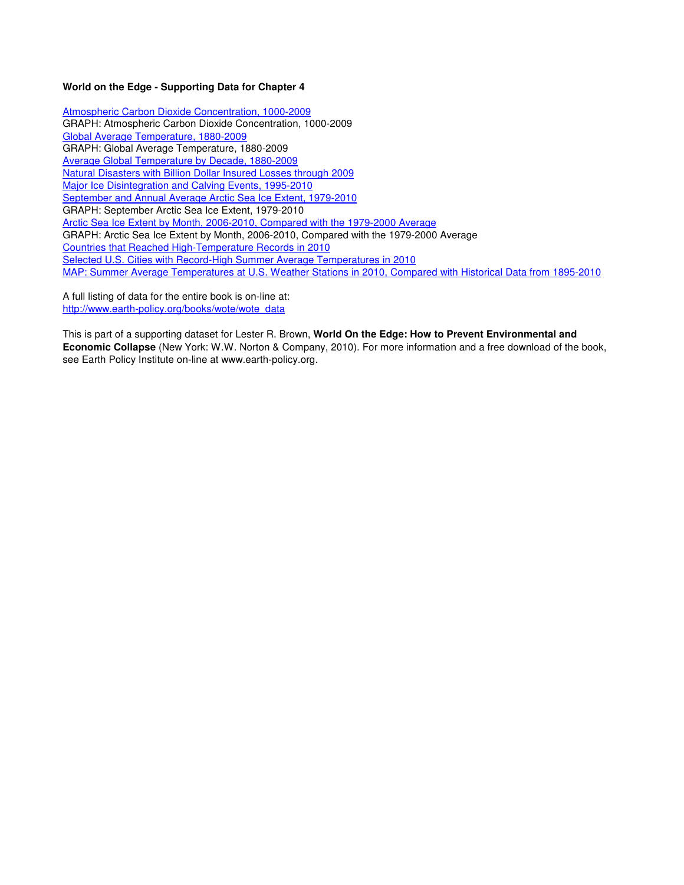**World on the Edge - Supporting Data for Chapter 4**

Atmospheric Carbon Dioxide Concentration, 1000-2009
GRAPH: Atmospheric Carbon Dioxide Concentration, 1000-2009
Global Average Temperature, 1880-2009
GRAPH: Global Average Temperature, 1880-2009
Average Global Temperature by Decade, 1880-2009
Natural Disasters with Billion Dollar Insured Losses through 2009
Major Ice Disintegration and Calving Events, 1995-2010
September and Annual Average Arctic Sea Ice Extent, 1979-2010
GRAPH: September Arctic Sea Ice Extent, 1979-2010
Arctic Sea Ice Extent by Month, 2006-2010, Compared with the 1979-2000 Average
GRAPH: Arctic Sea Ice Extent by Month, 2006-2010, Compared with the 1979-2000 Average
Countries that Reached High-Temperature Records in 2010
Selected U.S. Cities with Record-High Summer Average Temperatures in 2010
MAP: Summer Average Temperatures at U.S. Weather Stations in 2010, Compared with Historical Data from 1895-2010

A full listing of data for the entire book is on-line at:
http://www.earth-policy.org/books/wote/wote_data

This is part of a supporting dataset for Lester R. Brown, **World On the Edge: How to Prevent Environmental and Economic Collapse** (New York: W.W. Norton & Company, 2010). For more information and a free download of the book, see Earth Policy Institute on-line at www.earth-policy.org.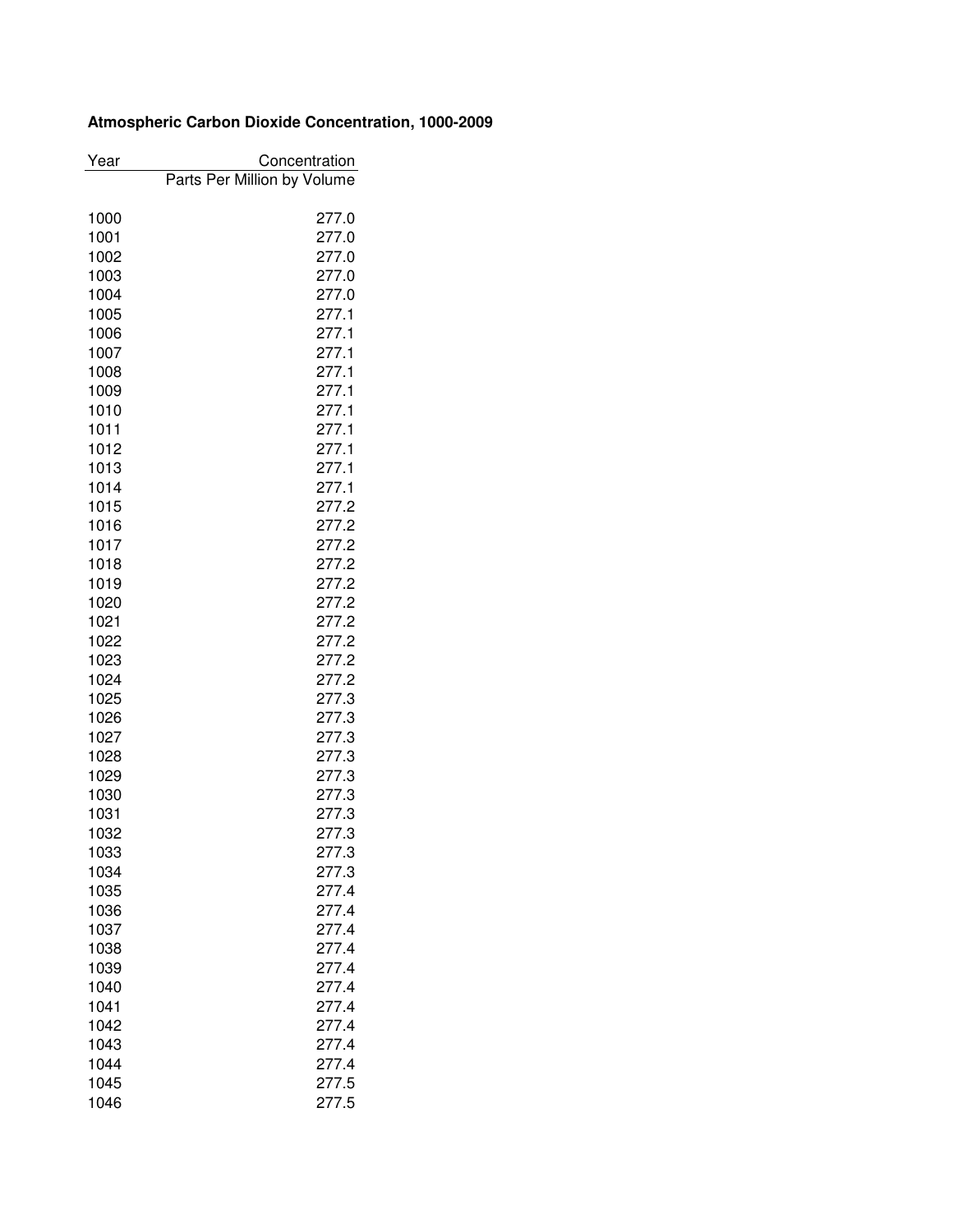**Atmospheric Carbon Dioxide Concentration, 1000-2009**

| Year | Concentration |
|---|---|
| | Parts Per Million by Volume |
| 1000 | 277.0 |
| 1001 | 277.0 |
| 1002 | 277.0 |
| 1003 | 277.0 |
| 1004 | 277.0 |
| 1005 | 277.1 |
| 1006 | 277.1 |
| 1007 | 277.1 |
| 1008 | 277.1 |
| 1009 | 277.1 |
| 1010 | 277.1 |
| 1011 | 277.1 |
| 1012 | 277.1 |
| 1013 | 277.1 |
| 1014 | 277.1 |
| 1015 | 277.2 |
| 1016 | 277.2 |
| 1017 | 277.2 |
| 1018 | 277.2 |
| 1019 | 277.2 |
| 1020 | 277.2 |
| 1021 | 277.2 |
| 1022 | 277.2 |
| 1023 | 277.2 |
| 1024 | 277.2 |
| 1025 | 277.3 |
| 1026 | 277.3 |
| 1027 | 277.3 |
| 1028 | 277.3 |
| 1029 | 277.3 |
| 1030 | 277.3 |
| 1031 | 277.3 |
| 1032 | 277.3 |
| 1033 | 277.3 |
| 1034 | 277.3 |
| 1035 | 277.4 |
| 1036 | 277.4 |
| 1037 | 277.4 |
| 1038 | 277.4 |
| 1039 | 277.4 |
| 1040 | 277.4 |
| 1041 | 277.4 |
| 1042 | 277.4 |
| 1043 | 277.4 |
| 1044 | 277.4 |
| 1045 | 277.5 |
| 1046 | 277.5 |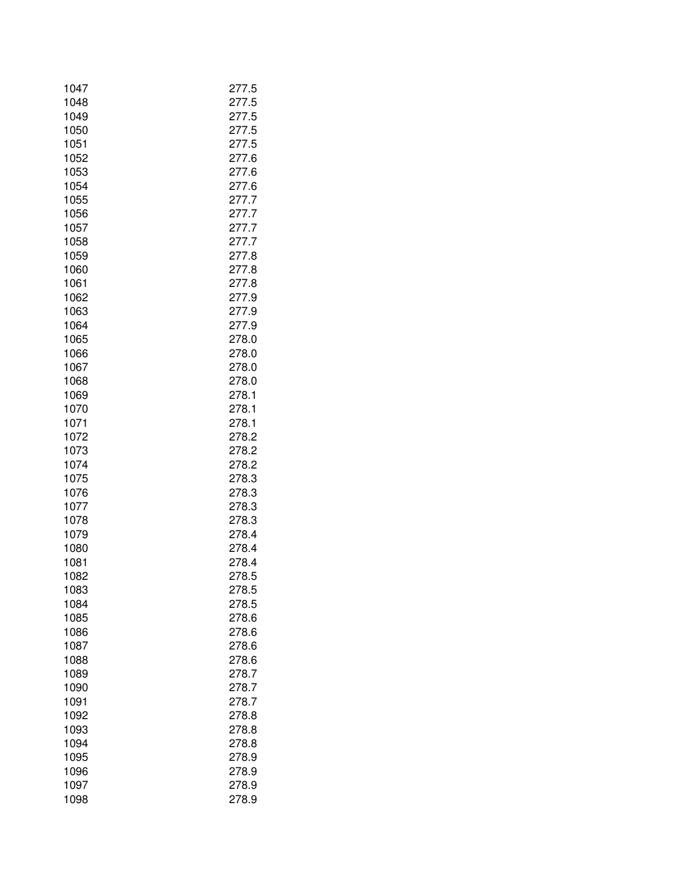| | |
|---|---|
| 1047 | 277.5 |
| 1048 | 277.5 |
| 1049 | 277.5 |
| 1050 | 277.5 |
| 1051 | 277.5 |
| 1052 | 277.6 |
| 1053 | 277.6 |
| 1054 | 277.6 |
| 1055 | 277.7 |
| 1056 | 277.7 |
| 1057 | 277.7 |
| 1058 | 277.7 |
| 1059 | 277.8 |
| 1060 | 277.8 |
| 1061 | 277.8 |
| 1062 | 277.9 |
| 1063 | 277.9 |
| 1064 | 277.9 |
| 1065 | 278.0 |
| 1066 | 278.0 |
| 1067 | 278.0 |
| 1068 | 278.0 |
| 1069 | 278.1 |
| 1070 | 278.1 |
| 1071 | 278.1 |
| 1072 | 278.2 |
| 1073 | 278.2 |
| 1074 | 278.2 |
| 1075 | 278.3 |
| 1076 | 278.3 |
| 1077 | 278.3 |
| 1078 | 278.3 |
| 1079 | 278.4 |
| 1080 | 278.4 |
| 1081 | 278.4 |
| 1082 | 278.5 |
| 1083 | 278.5 |
| 1084 | 278.5 |
| 1085 | 278.6 |
| 1086 | 278.6 |
| 1087 | 278.6 |
| 1088 | 278.6 |
| 1089 | 278.7 |
| 1090 | 278.7 |
| 1091 | 278.7 |
| 1092 | 278.8 |
| 1093 | 278.8 |
| 1094 | 278.8 |
| 1095 | 278.9 |
| 1096 | 278.9 |
| 1097 | 278.9 |
| 1098 | 278.9 |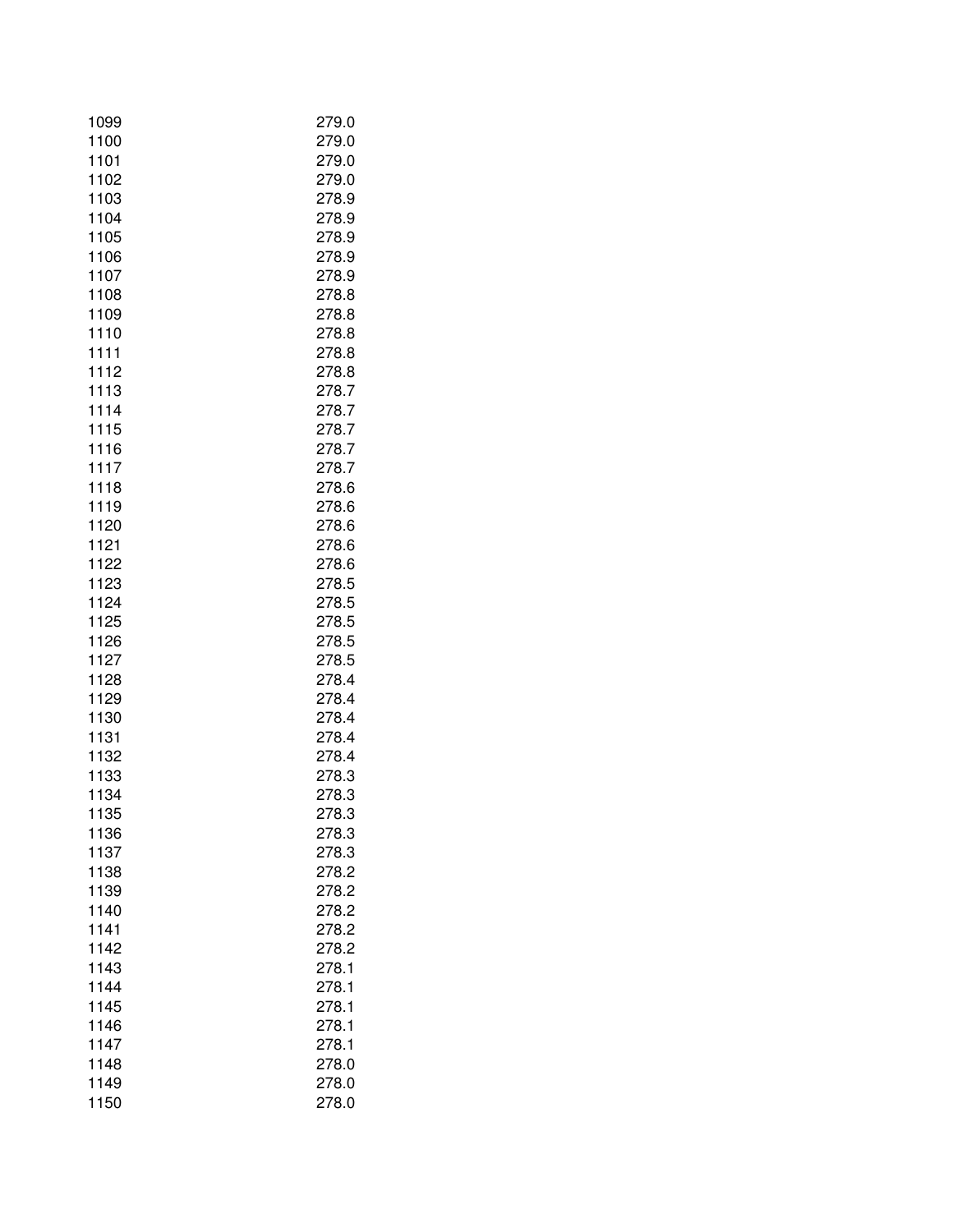| | |
|---|---|
| 1099 | 279.0 |
| 1100 | 279.0 |
| 1101 | 279.0 |
| 1102 | 279.0 |
| 1103 | 278.9 |
| 1104 | 278.9 |
| 1105 | 278.9 |
| 1106 | 278.9 |
| 1107 | 278.9 |
| 1108 | 278.8 |
| 1109 | 278.8 |
| 1110 | 278.8 |
| 1111 | 278.8 |
| 1112 | 278.8 |
| 1113 | 278.7 |
| 1114 | 278.7 |
| 1115 | 278.7 |
| 1116 | 278.7 |
| 1117 | 278.7 |
| 1118 | 278.6 |
| 1119 | 278.6 |
| 1120 | 278.6 |
| 1121 | 278.6 |
| 1122 | 278.6 |
| 1123 | 278.5 |
| 1124 | 278.5 |
| 1125 | 278.5 |
| 1126 | 278.5 |
| 1127 | 278.5 |
| 1128 | 278.4 |
| 1129 | 278.4 |
| 1130 | 278.4 |
| 1131 | 278.4 |
| 1132 | 278.4 |
| 1133 | 278.3 |
| 1134 | 278.3 |
| 1135 | 278.3 |
| 1136 | 278.3 |
| 1137 | 278.3 |
| 1138 | 278.2 |
| 1139 | 278.2 |
| 1140 | 278.2 |
| 1141 | 278.2 |
| 1142 | 278.2 |
| 1143 | 278.1 |
| 1144 | 278.1 |
| 1145 | 278.1 |
| 1146 | 278.1 |
| 1147 | 278.1 |
| 1148 | 278.0 |
| 1149 | 278.0 |
| 1150 | 278.0 |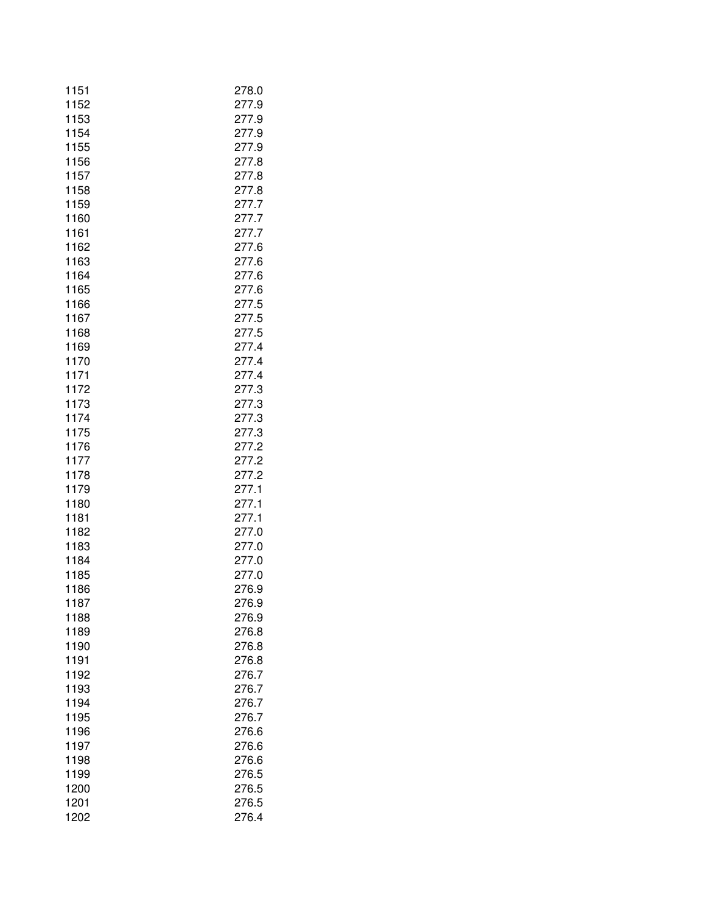| | |
|---|---|
| 1151 | 278.0 |
| 1152 | 277.9 |
| 1153 | 277.9 |
| 1154 | 277.9 |
| 1155 | 277.9 |
| 1156 | 277.8 |
| 1157 | 277.8 |
| 1158 | 277.8 |
| 1159 | 277.7 |
| 1160 | 277.7 |
| 1161 | 277.7 |
| 1162 | 277.6 |
| 1163 | 277.6 |
| 1164 | 277.6 |
| 1165 | 277.6 |
| 1166 | 277.5 |
| 1167 | 277.5 |
| 1168 | 277.5 |
| 1169 | 277.4 |
| 1170 | 277.4 |
| 1171 | 277.4 |
| 1172 | 277.3 |
| 1173 | 277.3 |
| 1174 | 277.3 |
| 1175 | 277.3 |
| 1176 | 277.2 |
| 1177 | 277.2 |
| 1178 | 277.2 |
| 1179 | 277.1 |
| 1180 | 277.1 |
| 1181 | 277.1 |
| 1182 | 277.0 |
| 1183 | 277.0 |
| 1184 | 277.0 |
| 1185 | 277.0 |
| 1186 | 276.9 |
| 1187 | 276.9 |
| 1188 | 276.9 |
| 1189 | 276.8 |
| 1190 | 276.8 |
| 1191 | 276.8 |
| 1192 | 276.7 |
| 1193 | 276.7 |
| 1194 | 276.7 |
| 1195 | 276.7 |
| 1196 | 276.6 |
| 1197 | 276.6 |
| 1198 | 276.6 |
| 1199 | 276.5 |
| 1200 | 276.5 |
| 1201 | 276.5 |
| 1202 | 276.4 |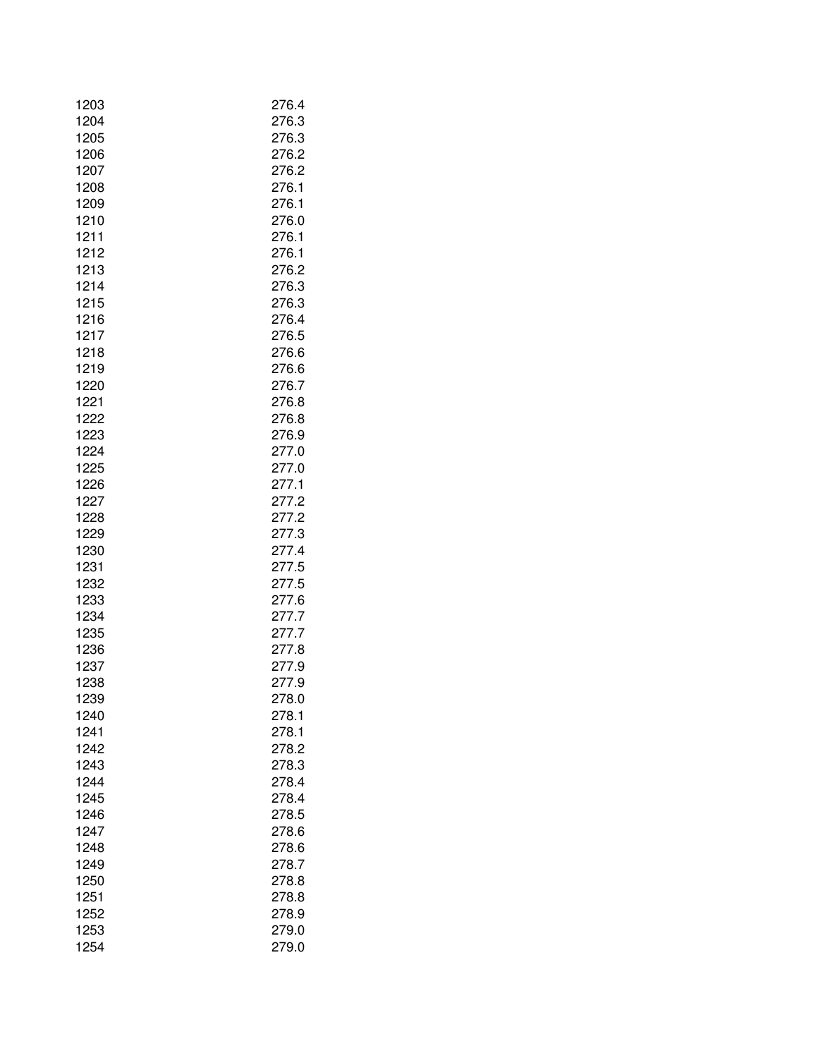| | |
|---|---|
| 1203 | 276.4 |
| 1204 | 276.3 |
| 1205 | 276.3 |
| 1206 | 276.2 |
| 1207 | 276.2 |
| 1208 | 276.1 |
| 1209 | 276.1 |
| 1210 | 276.0 |
| 1211 | 276.1 |
| 1212 | 276.1 |
| 1213 | 276.2 |
| 1214 | 276.3 |
| 1215 | 276.3 |
| 1216 | 276.4 |
| 1217 | 276.5 |
| 1218 | 276.6 |
| 1219 | 276.6 |
| 1220 | 276.7 |
| 1221 | 276.8 |
| 1222 | 276.8 |
| 1223 | 276.9 |
| 1224 | 277.0 |
| 1225 | 277.0 |
| 1226 | 277.1 |
| 1227 | 277.2 |
| 1228 | 277.2 |
| 1229 | 277.3 |
| 1230 | 277.4 |
| 1231 | 277.5 |
| 1232 | 277.5 |
| 1233 | 277.6 |
| 1234 | 277.7 |
| 1235 | 277.7 |
| 1236 | 277.8 |
| 1237 | 277.9 |
| 1238 | 277.9 |
| 1239 | 278.0 |
| 1240 | 278.1 |
| 1241 | 278.1 |
| 1242 | 278.2 |
| 1243 | 278.3 |
| 1244 | 278.4 |
| 1245 | 278.4 |
| 1246 | 278.5 |
| 1247 | 278.6 |
| 1248 | 278.6 |
| 1249 | 278.7 |
| 1250 | 278.8 |
| 1251 | 278.8 |
| 1252 | 278.9 |
| 1253 | 279.0 |
| 1254 | 279.0 |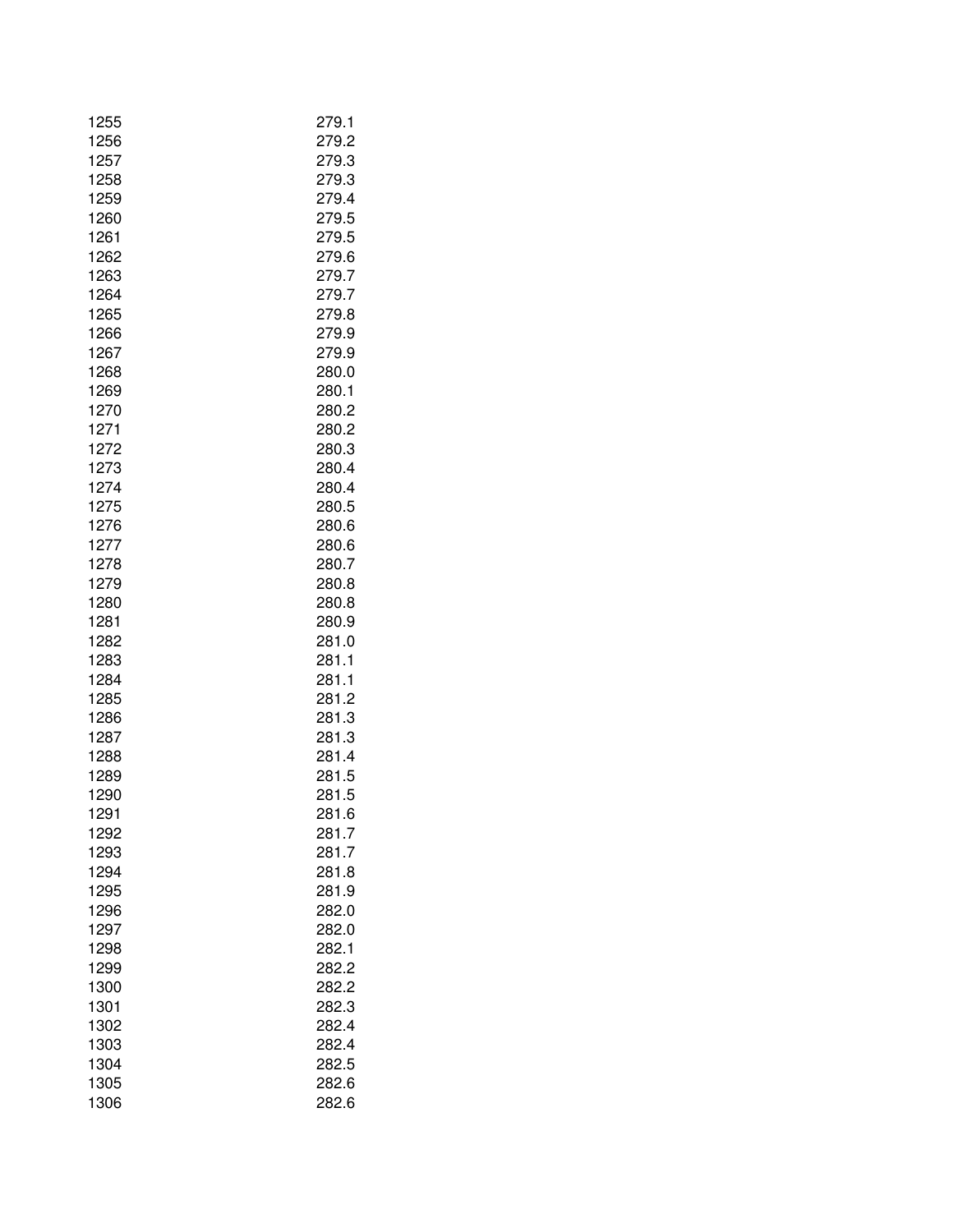| | |
|---|---|
| 1255 | 279.1 |
| 1256 | 279.2 |
| 1257 | 279.3 |
| 1258 | 279.3 |
| 1259 | 279.4 |
| 1260 | 279.5 |
| 1261 | 279.5 |
| 1262 | 279.6 |
| 1263 | 279.7 |
| 1264 | 279.7 |
| 1265 | 279.8 |
| 1266 | 279.9 |
| 1267 | 279.9 |
| 1268 | 280.0 |
| 1269 | 280.1 |
| 1270 | 280.2 |
| 1271 | 280.2 |
| 1272 | 280.3 |
| 1273 | 280.4 |
| 1274 | 280.4 |
| 1275 | 280.5 |
| 1276 | 280.6 |
| 1277 | 280.6 |
| 1278 | 280.7 |
| 1279 | 280.8 |
| 1280 | 280.8 |
| 1281 | 280.9 |
| 1282 | 281.0 |
| 1283 | 281.1 |
| 1284 | 281.1 |
| 1285 | 281.2 |
| 1286 | 281.3 |
| 1287 | 281.3 |
| 1288 | 281.4 |
| 1289 | 281.5 |
| 1290 | 281.5 |
| 1291 | 281.6 |
| 1292 | 281.7 |
| 1293 | 281.7 |
| 1294 | 281.8 |
| 1295 | 281.9 |
| 1296 | 282.0 |
| 1297 | 282.0 |
| 1298 | 282.1 |
| 1299 | 282.2 |
| 1300 | 282.2 |
| 1301 | 282.3 |
| 1302 | 282.4 |
| 1303 | 282.4 |
| 1304 | 282.5 |
| 1305 | 282.6 |
| 1306 | 282.6 |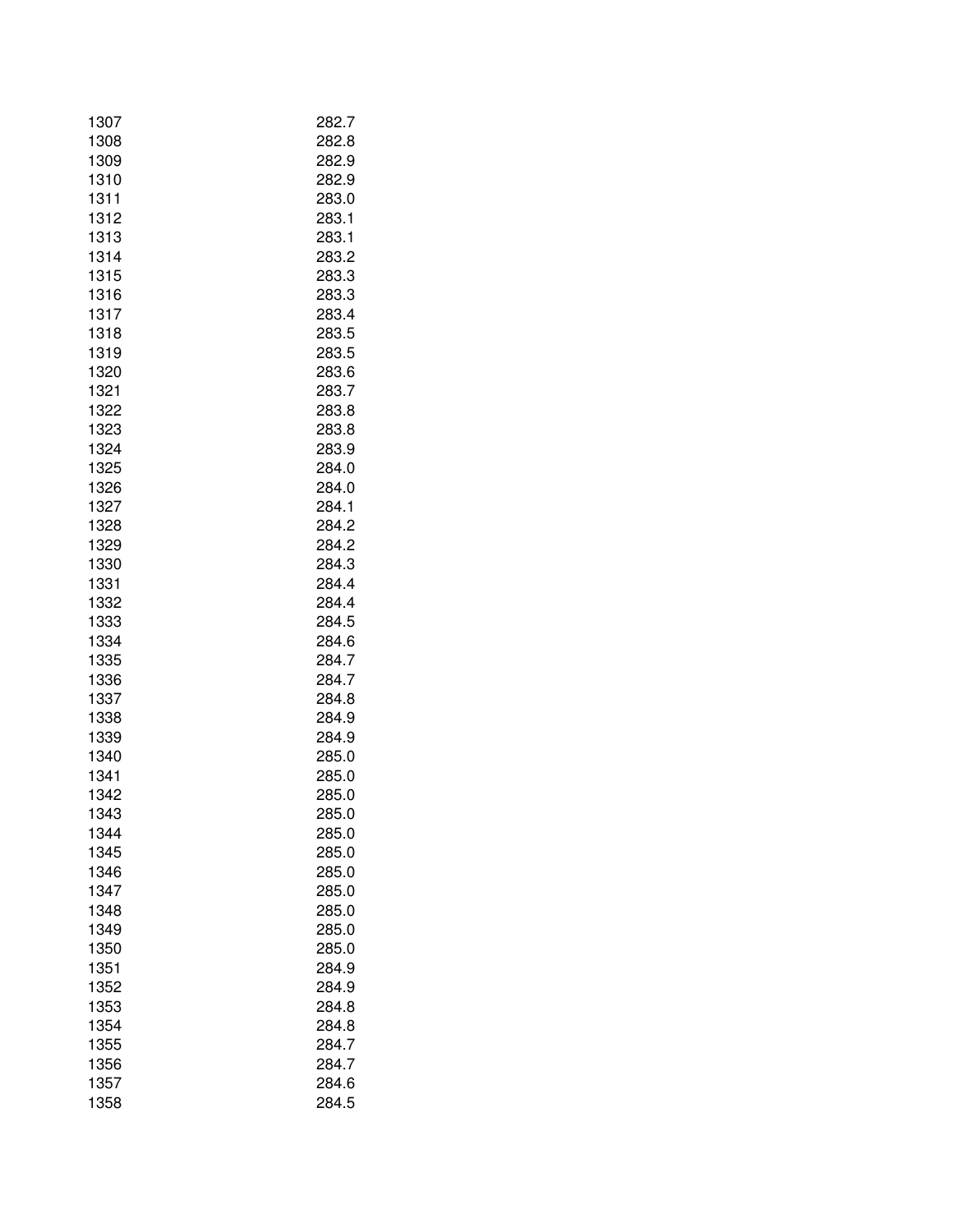| | |
|---|---|
| 1307 | 282.7 |
| 1308 | 282.8 |
| 1309 | 282.9 |
| 1310 | 282.9 |
| 1311 | 283.0 |
| 1312 | 283.1 |
| 1313 | 283.1 |
| 1314 | 283.2 |
| 1315 | 283.3 |
| 1316 | 283.3 |
| 1317 | 283.4 |
| 1318 | 283.5 |
| 1319 | 283.5 |
| 1320 | 283.6 |
| 1321 | 283.7 |
| 1322 | 283.8 |
| 1323 | 283.8 |
| 1324 | 283.9 |
| 1325 | 284.0 |
| 1326 | 284.0 |
| 1327 | 284.1 |
| 1328 | 284.2 |
| 1329 | 284.2 |
| 1330 | 284.3 |
| 1331 | 284.4 |
| 1332 | 284.4 |
| 1333 | 284.5 |
| 1334 | 284.6 |
| 1335 | 284.7 |
| 1336 | 284.7 |
| 1337 | 284.8 |
| 1338 | 284.9 |
| 1339 | 284.9 |
| 1340 | 285.0 |
| 1341 | 285.0 |
| 1342 | 285.0 |
| 1343 | 285.0 |
| 1344 | 285.0 |
| 1345 | 285.0 |
| 1346 | 285.0 |
| 1347 | 285.0 |
| 1348 | 285.0 |
| 1349 | 285.0 |
| 1350 | 285.0 |
| 1351 | 284.9 |
| 1352 | 284.9 |
| 1353 | 284.8 |
| 1354 | 284.8 |
| 1355 | 284.7 |
| 1356 | 284.7 |
| 1357 | 284.6 |
| 1358 | 284.5 |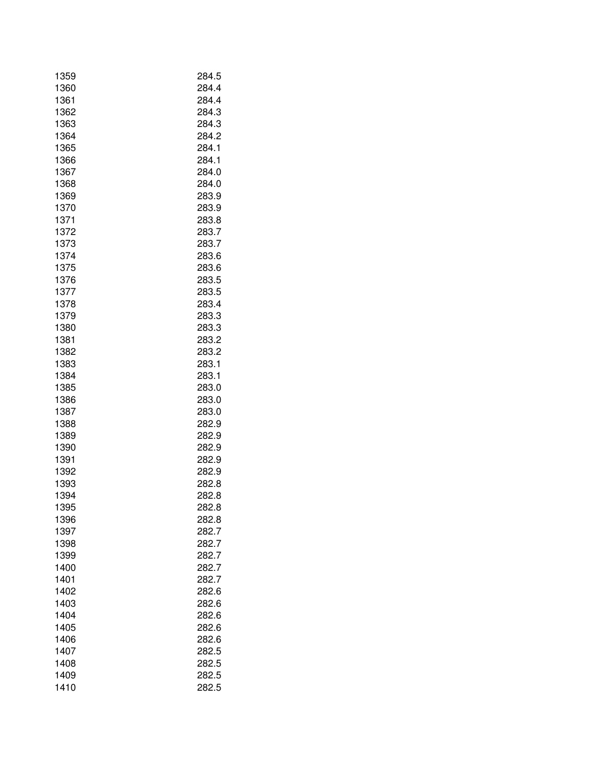| | |
|---|---|
| 1359 | 284.5 |
| 1360 | 284.4 |
| 1361 | 284.4 |
| 1362 | 284.3 |
| 1363 | 284.3 |
| 1364 | 284.2 |
| 1365 | 284.1 |
| 1366 | 284.1 |
| 1367 | 284.0 |
| 1368 | 284.0 |
| 1369 | 283.9 |
| 1370 | 283.9 |
| 1371 | 283.8 |
| 1372 | 283.7 |
| 1373 | 283.7 |
| 1374 | 283.6 |
| 1375 | 283.6 |
| 1376 | 283.5 |
| 1377 | 283.5 |
| 1378 | 283.4 |
| 1379 | 283.3 |
| 1380 | 283.3 |
| 1381 | 283.2 |
| 1382 | 283.2 |
| 1383 | 283.1 |
| 1384 | 283.1 |
| 1385 | 283.0 |
| 1386 | 283.0 |
| 1387 | 283.0 |
| 1388 | 282.9 |
| 1389 | 282.9 |
| 1390 | 282.9 |
| 1391 | 282.9 |
| 1392 | 282.9 |
| 1393 | 282.8 |
| 1394 | 282.8 |
| 1395 | 282.8 |
| 1396 | 282.8 |
| 1397 | 282.7 |
| 1398 | 282.7 |
| 1399 | 282.7 |
| 1400 | 282.7 |
| 1401 | 282.7 |
| 1402 | 282.6 |
| 1403 | 282.6 |
| 1404 | 282.6 |
| 1405 | 282.6 |
| 1406 | 282.6 |
| 1407 | 282.5 |
| 1408 | 282.5 |
| 1409 | 282.5 |
| 1410 | 282.5 |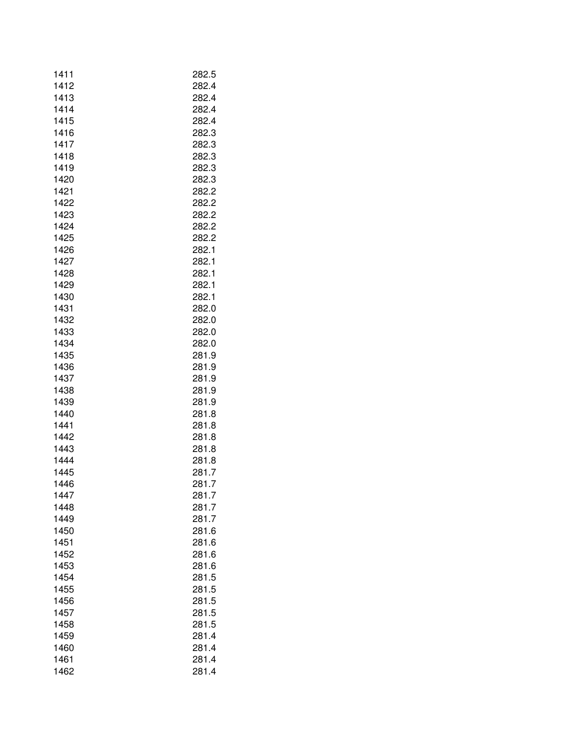| | |
|---|---|
| 1411 | 282.5 |
| 1412 | 282.4 |
| 1413 | 282.4 |
| 1414 | 282.4 |
| 1415 | 282.4 |
| 1416 | 282.3 |
| 1417 | 282.3 |
| 1418 | 282.3 |
| 1419 | 282.3 |
| 1420 | 282.3 |
| 1421 | 282.2 |
| 1422 | 282.2 |
| 1423 | 282.2 |
| 1424 | 282.2 |
| 1425 | 282.2 |
| 1426 | 282.1 |
| 1427 | 282.1 |
| 1428 | 282.1 |
| 1429 | 282.1 |
| 1430 | 282.1 |
| 1431 | 282.0 |
| 1432 | 282.0 |
| 1433 | 282.0 |
| 1434 | 282.0 |
| 1435 | 281.9 |
| 1436 | 281.9 |
| 1437 | 281.9 |
| 1438 | 281.9 |
| 1439 | 281.9 |
| 1440 | 281.8 |
| 1441 | 281.8 |
| 1442 | 281.8 |
| 1443 | 281.8 |
| 1444 | 281.8 |
| 1445 | 281.7 |
| 1446 | 281.7 |
| 1447 | 281.7 |
| 1448 | 281.7 |
| 1449 | 281.7 |
| 1450 | 281.6 |
| 1451 | 281.6 |
| 1452 | 281.6 |
| 1453 | 281.6 |
| 1454 | 281.5 |
| 1455 | 281.5 |
| 1456 | 281.5 |
| 1457 | 281.5 |
| 1458 | 281.5 |
| 1459 | 281.4 |
| 1460 | 281.4 |
| 1461 | 281.4 |
| 1462 | 281.4 |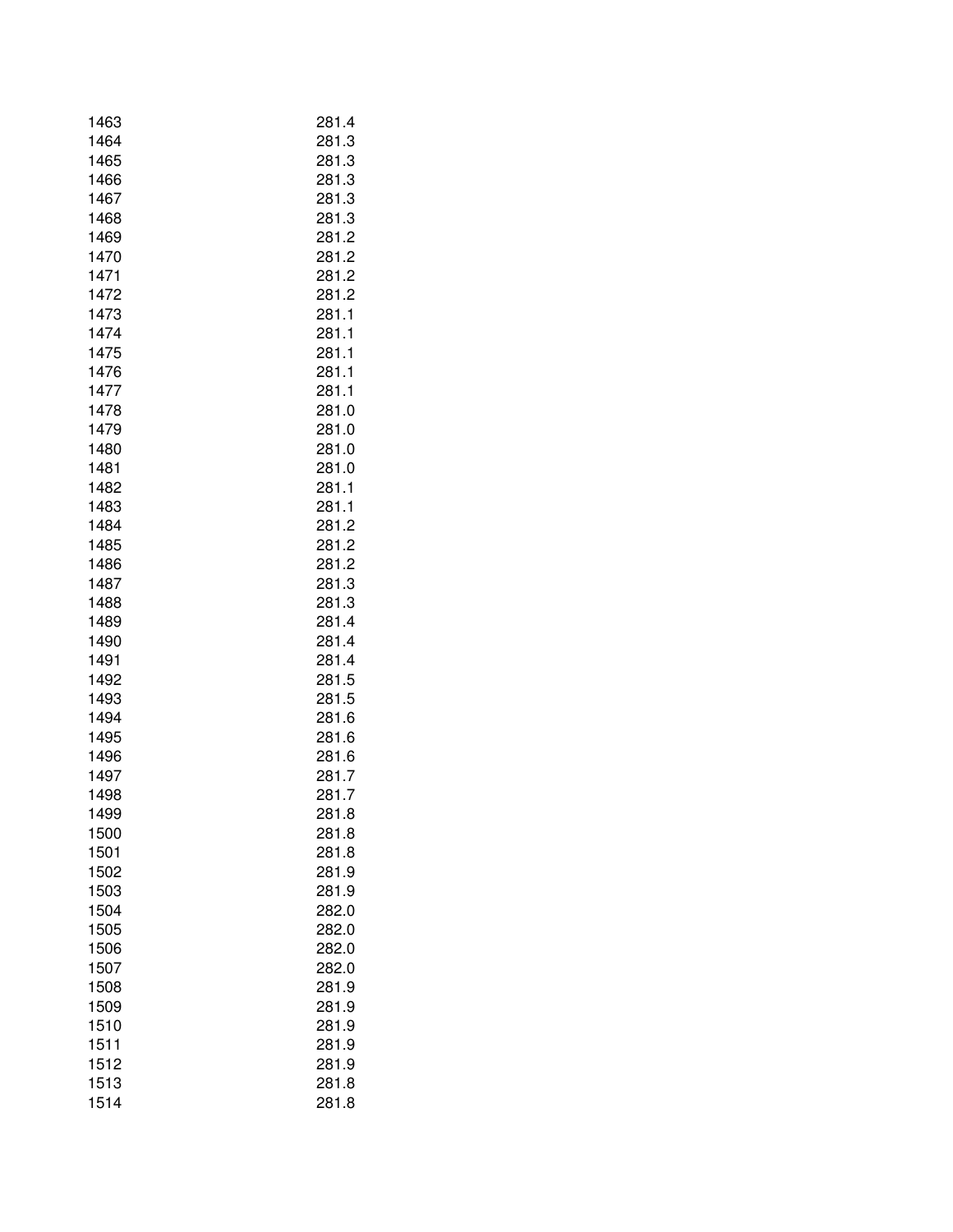| | |
|---|---|
| 1463 | 281.4 |
| 1464 | 281.3 |
| 1465 | 281.3 |
| 1466 | 281.3 |
| 1467 | 281.3 |
| 1468 | 281.3 |
| 1469 | 281.2 |
| 1470 | 281.2 |
| 1471 | 281.2 |
| 1472 | 281.2 |
| 1473 | 281.1 |
| 1474 | 281.1 |
| 1475 | 281.1 |
| 1476 | 281.1 |
| 1477 | 281.1 |
| 1478 | 281.0 |
| 1479 | 281.0 |
| 1480 | 281.0 |
| 1481 | 281.0 |
| 1482 | 281.1 |
| 1483 | 281.1 |
| 1484 | 281.2 |
| 1485 | 281.2 |
| 1486 | 281.2 |
| 1487 | 281.3 |
| 1488 | 281.3 |
| 1489 | 281.4 |
| 1490 | 281.4 |
| 1491 | 281.4 |
| 1492 | 281.5 |
| 1493 | 281.5 |
| 1494 | 281.6 |
| 1495 | 281.6 |
| 1496 | 281.6 |
| 1497 | 281.7 |
| 1498 | 281.7 |
| 1499 | 281.8 |
| 1500 | 281.8 |
| 1501 | 281.8 |
| 1502 | 281.9 |
| 1503 | 281.9 |
| 1504 | 282.0 |
| 1505 | 282.0 |
| 1506 | 282.0 |
| 1507 | 282.0 |
| 1508 | 281.9 |
| 1509 | 281.9 |
| 1510 | 281.9 |
| 1511 | 281.9 |
| 1512 | 281.9 |
| 1513 | 281.8 |
| 1514 | 281.8 |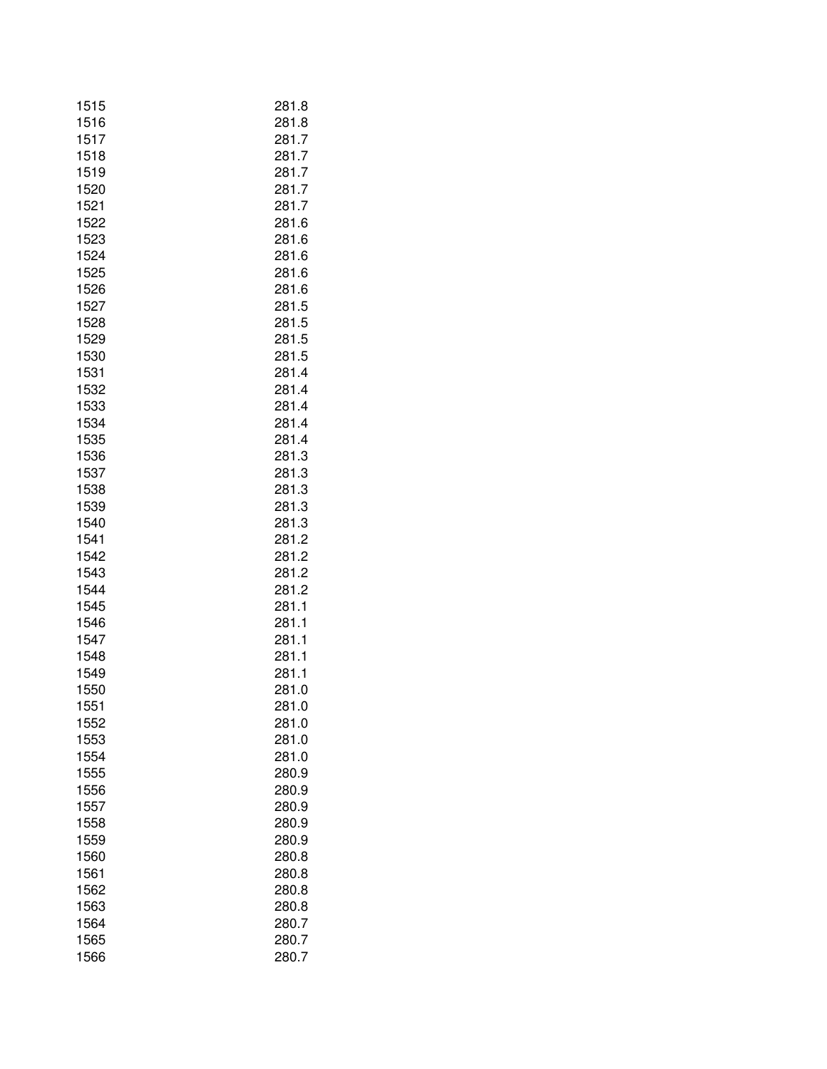| | |
|---|---|
| 1515 | 281.8 |
| 1516 | 281.8 |
| 1517 | 281.7 |
| 1518 | 281.7 |
| 1519 | 281.7 |
| 1520 | 281.7 |
| 1521 | 281.7 |
| 1522 | 281.6 |
| 1523 | 281.6 |
| 1524 | 281.6 |
| 1525 | 281.6 |
| 1526 | 281.6 |
| 1527 | 281.5 |
| 1528 | 281.5 |
| 1529 | 281.5 |
| 1530 | 281.5 |
| 1531 | 281.4 |
| 1532 | 281.4 |
| 1533 | 281.4 |
| 1534 | 281.4 |
| 1535 | 281.4 |
| 1536 | 281.3 |
| 1537 | 281.3 |
| 1538 | 281.3 |
| 1539 | 281.3 |
| 1540 | 281.3 |
| 1541 | 281.2 |
| 1542 | 281.2 |
| 1543 | 281.2 |
| 1544 | 281.2 |
| 1545 | 281.1 |
| 1546 | 281.1 |
| 1547 | 281.1 |
| 1548 | 281.1 |
| 1549 | 281.1 |
| 1550 | 281.0 |
| 1551 | 281.0 |
| 1552 | 281.0 |
| 1553 | 281.0 |
| 1554 | 281.0 |
| 1555 | 280.9 |
| 1556 | 280.9 |
| 1557 | 280.9 |
| 1558 | 280.9 |
| 1559 | 280.9 |
| 1560 | 280.8 |
| 1561 | 280.8 |
| 1562 | 280.8 |
| 1563 | 280.8 |
| 1564 | 280.7 |
| 1565 | 280.7 |
| 1566 | 280.7 |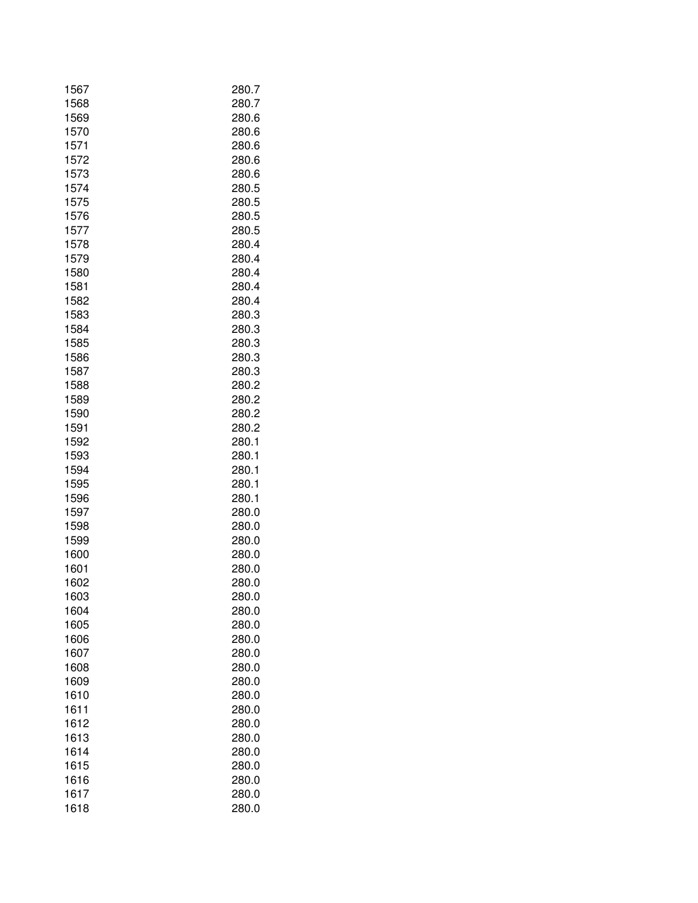| | |
|---|---|
| 1567 | 280.7 |
| 1568 | 280.7 |
| 1569 | 280.6 |
| 1570 | 280.6 |
| 1571 | 280.6 |
| 1572 | 280.6 |
| 1573 | 280.6 |
| 1574 | 280.5 |
| 1575 | 280.5 |
| 1576 | 280.5 |
| 1577 | 280.5 |
| 1578 | 280.4 |
| 1579 | 280.4 |
| 1580 | 280.4 |
| 1581 | 280.4 |
| 1582 | 280.4 |
| 1583 | 280.3 |
| 1584 | 280.3 |
| 1585 | 280.3 |
| 1586 | 280.3 |
| 1587 | 280.3 |
| 1588 | 280.2 |
| 1589 | 280.2 |
| 1590 | 280.2 |
| 1591 | 280.2 |
| 1592 | 280.1 |
| 1593 | 280.1 |
| 1594 | 280.1 |
| 1595 | 280.1 |
| 1596 | 280.1 |
| 1597 | 280.0 |
| 1598 | 280.0 |
| 1599 | 280.0 |
| 1600 | 280.0 |
| 1601 | 280.0 |
| 1602 | 280.0 |
| 1603 | 280.0 |
| 1604 | 280.0 |
| 1605 | 280.0 |
| 1606 | 280.0 |
| 1607 | 280.0 |
| 1608 | 280.0 |
| 1609 | 280.0 |
| 1610 | 280.0 |
| 1611 | 280.0 |
| 1612 | 280.0 |
| 1613 | 280.0 |
| 1614 | 280.0 |
| 1615 | 280.0 |
| 1616 | 280.0 |
| 1617 | 280.0 |
| 1618 | 280.0 |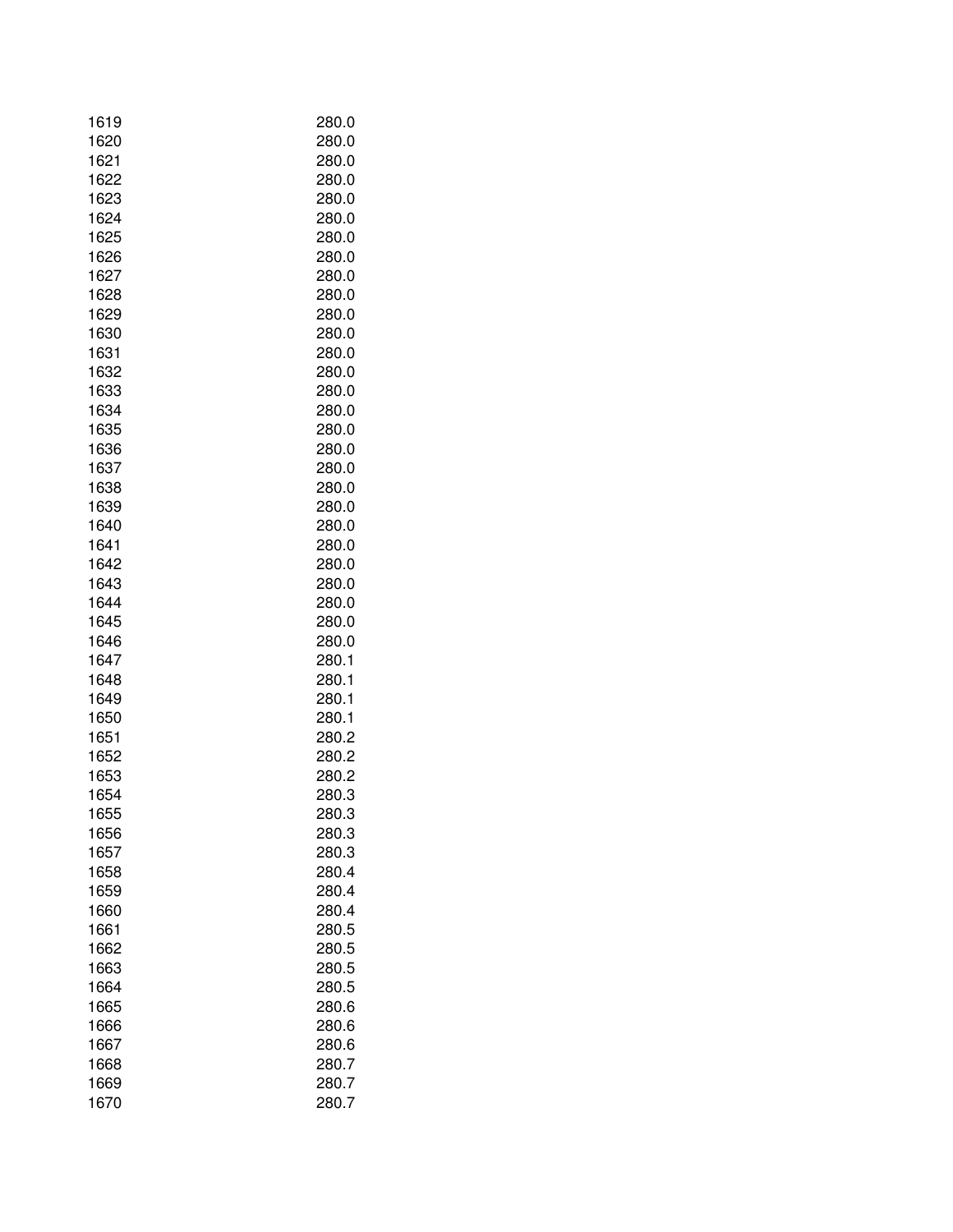| | |
|---|---|
| 1619 | 280.0 |
| 1620 | 280.0 |
| 1621 | 280.0 |
| 1622 | 280.0 |
| 1623 | 280.0 |
| 1624 | 280.0 |
| 1625 | 280.0 |
| 1626 | 280.0 |
| 1627 | 280.0 |
| 1628 | 280.0 |
| 1629 | 280.0 |
| 1630 | 280.0 |
| 1631 | 280.0 |
| 1632 | 280.0 |
| 1633 | 280.0 |
| 1634 | 280.0 |
| 1635 | 280.0 |
| 1636 | 280.0 |
| 1637 | 280.0 |
| 1638 | 280.0 |
| 1639 | 280.0 |
| 1640 | 280.0 |
| 1641 | 280.0 |
| 1642 | 280.0 |
| 1643 | 280.0 |
| 1644 | 280.0 |
| 1645 | 280.0 |
| 1646 | 280.0 |
| 1647 | 280.1 |
| 1648 | 280.1 |
| 1649 | 280.1 |
| 1650 | 280.1 |
| 1651 | 280.2 |
| 1652 | 280.2 |
| 1653 | 280.2 |
| 1654 | 280.3 |
| 1655 | 280.3 |
| 1656 | 280.3 |
| 1657 | 280.3 |
| 1658 | 280.4 |
| 1659 | 280.4 |
| 1660 | 280.4 |
| 1661 | 280.5 |
| 1662 | 280.5 |
| 1663 | 280.5 |
| 1664 | 280.5 |
| 1665 | 280.6 |
| 1666 | 280.6 |
| 1667 | 280.6 |
| 1668 | 280.7 |
| 1669 | 280.7 |
| 1670 | 280.7 |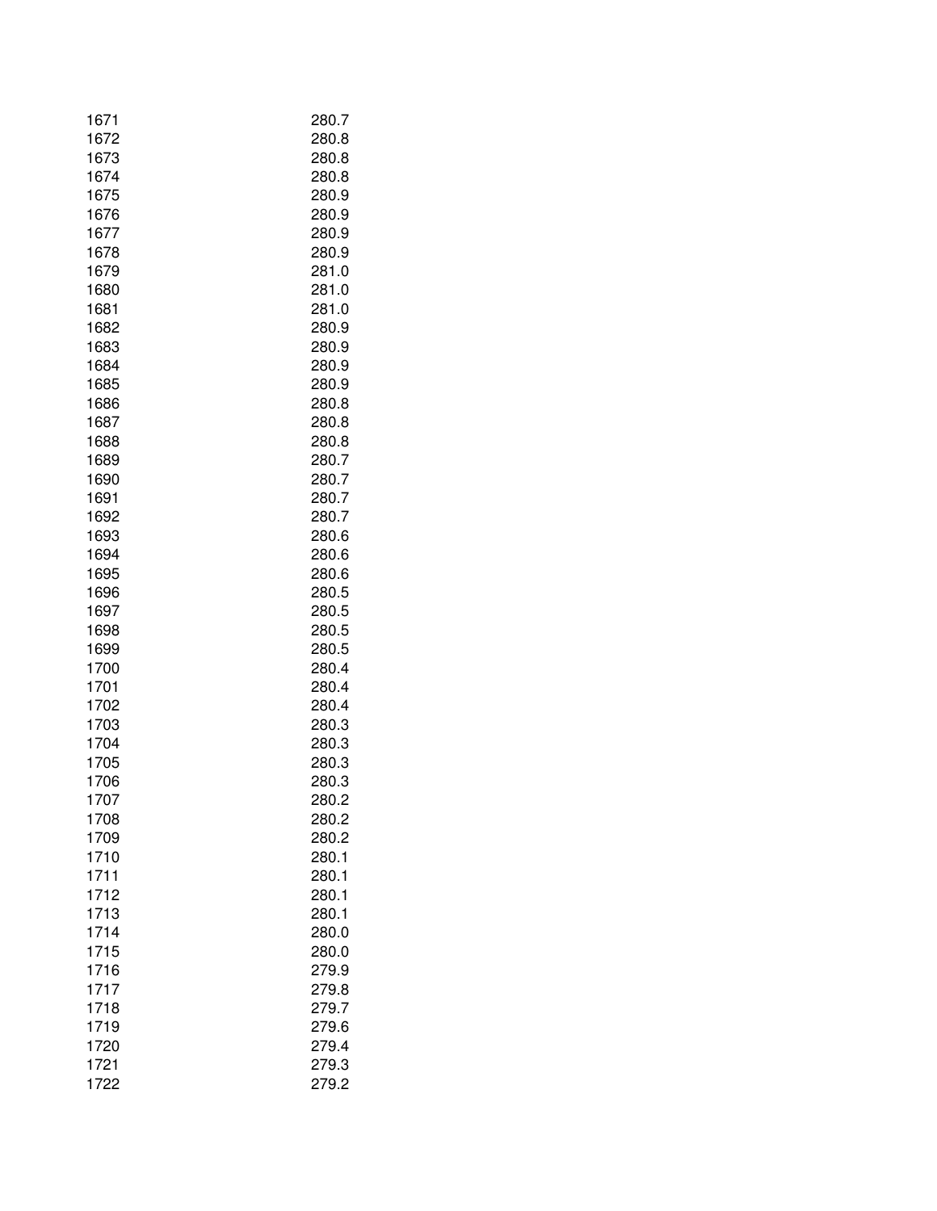| | |
|---|---|
| 1671 | 280.7 |
| 1672 | 280.8 |
| 1673 | 280.8 |
| 1674 | 280.8 |
| 1675 | 280.9 |
| 1676 | 280.9 |
| 1677 | 280.9 |
| 1678 | 280.9 |
| 1679 | 281.0 |
| 1680 | 281.0 |
| 1681 | 281.0 |
| 1682 | 280.9 |
| 1683 | 280.9 |
| 1684 | 280.9 |
| 1685 | 280.9 |
| 1686 | 280.8 |
| 1687 | 280.8 |
| 1688 | 280.8 |
| 1689 | 280.7 |
| 1690 | 280.7 |
| 1691 | 280.7 |
| 1692 | 280.7 |
| 1693 | 280.6 |
| 1694 | 280.6 |
| 1695 | 280.6 |
| 1696 | 280.5 |
| 1697 | 280.5 |
| 1698 | 280.5 |
| 1699 | 280.5 |
| 1700 | 280.4 |
| 1701 | 280.4 |
| 1702 | 280.4 |
| 1703 | 280.3 |
| 1704 | 280.3 |
| 1705 | 280.3 |
| 1706 | 280.3 |
| 1707 | 280.2 |
| 1708 | 280.2 |
| 1709 | 280.2 |
| 1710 | 280.1 |
| 1711 | 280.1 |
| 1712 | 280.1 |
| 1713 | 280.1 |
| 1714 | 280.0 |
| 1715 | 280.0 |
| 1716 | 279.9 |
| 1717 | 279.8 |
| 1718 | 279.7 |
| 1719 | 279.6 |
| 1720 | 279.4 |
| 1721 | 279.3 |
| 1722 | 279.2 |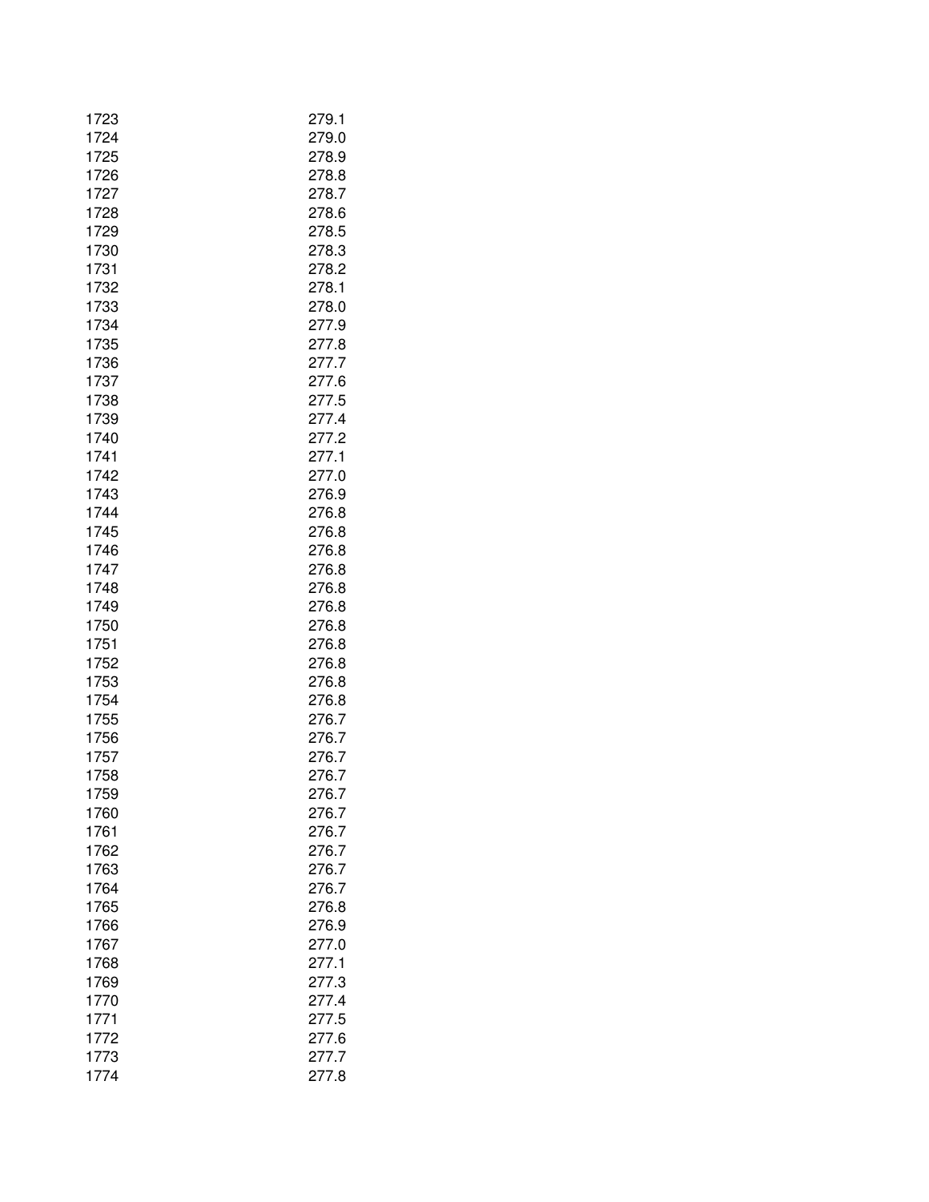| | |
|---|---|
| 1723 | 279.1 |
| 1724 | 279.0 |
| 1725 | 278.9 |
| 1726 | 278.8 |
| 1727 | 278.7 |
| 1728 | 278.6 |
| 1729 | 278.5 |
| 1730 | 278.3 |
| 1731 | 278.2 |
| 1732 | 278.1 |
| 1733 | 278.0 |
| 1734 | 277.9 |
| 1735 | 277.8 |
| 1736 | 277.7 |
| 1737 | 277.6 |
| 1738 | 277.5 |
| 1739 | 277.4 |
| 1740 | 277.2 |
| 1741 | 277.1 |
| 1742 | 277.0 |
| 1743 | 276.9 |
| 1744 | 276.8 |
| 1745 | 276.8 |
| 1746 | 276.8 |
| 1747 | 276.8 |
| 1748 | 276.8 |
| 1749 | 276.8 |
| 1750 | 276.8 |
| 1751 | 276.8 |
| 1752 | 276.8 |
| 1753 | 276.8 |
| 1754 | 276.8 |
| 1755 | 276.7 |
| 1756 | 276.7 |
| 1757 | 276.7 |
| 1758 | 276.7 |
| 1759 | 276.7 |
| 1760 | 276.7 |
| 1761 | 276.7 |
| 1762 | 276.7 |
| 1763 | 276.7 |
| 1764 | 276.7 |
| 1765 | 276.8 |
| 1766 | 276.9 |
| 1767 | 277.0 |
| 1768 | 277.1 |
| 1769 | 277.3 |
| 1770 | 277.4 |
| 1771 | 277.5 |
| 1772 | 277.6 |
| 1773 | 277.7 |
| 1774 | 277.8 |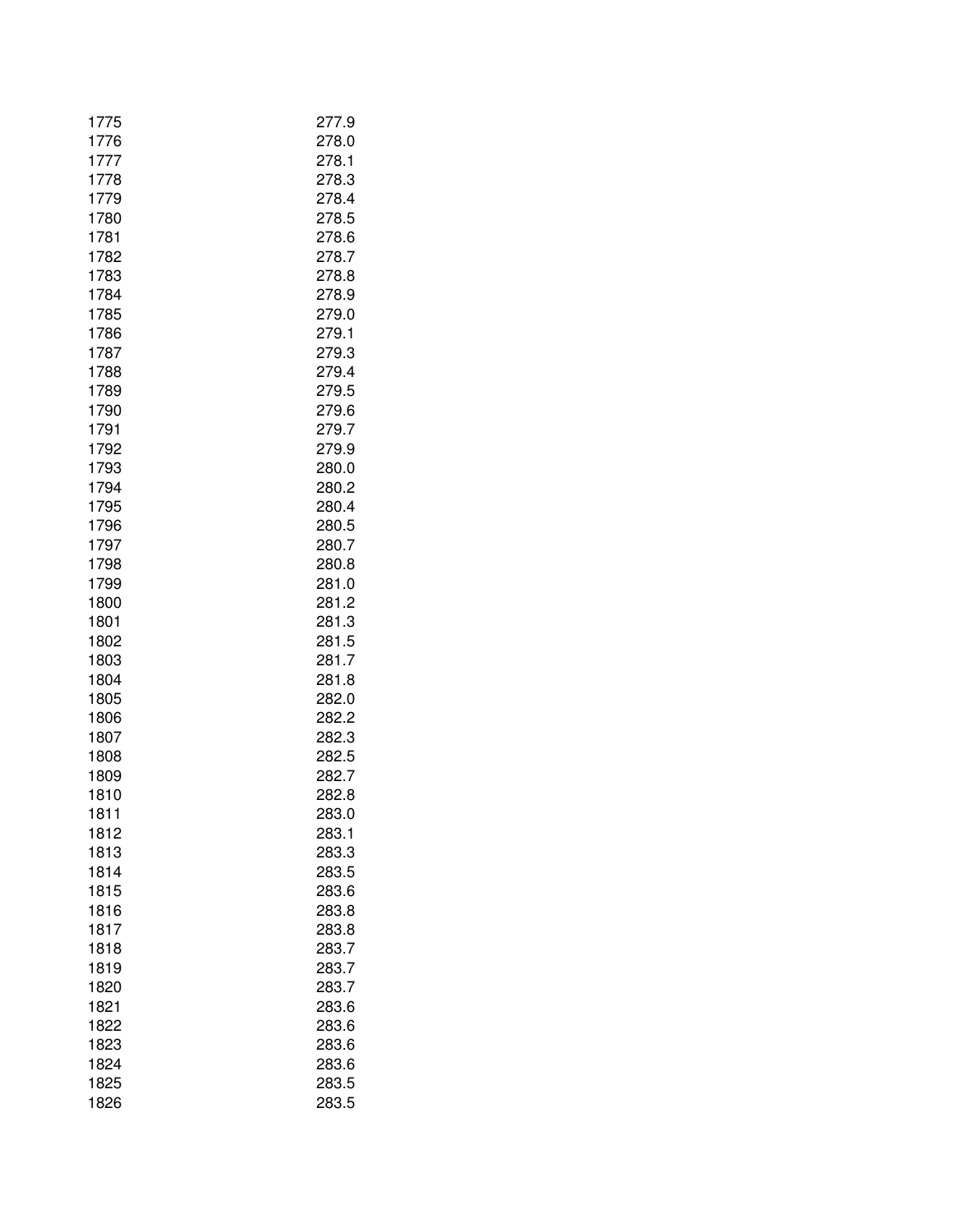| | |
|---|---|
| 1775 | 277.9 |
| 1776 | 278.0 |
| 1777 | 278.1 |
| 1778 | 278.3 |
| 1779 | 278.4 |
| 1780 | 278.5 |
| 1781 | 278.6 |
| 1782 | 278.7 |
| 1783 | 278.8 |
| 1784 | 278.9 |
| 1785 | 279.0 |
| 1786 | 279.1 |
| 1787 | 279.3 |
| 1788 | 279.4 |
| 1789 | 279.5 |
| 1790 | 279.6 |
| 1791 | 279.7 |
| 1792 | 279.9 |
| 1793 | 280.0 |
| 1794 | 280.2 |
| 1795 | 280.4 |
| 1796 | 280.5 |
| 1797 | 280.7 |
| 1798 | 280.8 |
| 1799 | 281.0 |
| 1800 | 281.2 |
| 1801 | 281.3 |
| 1802 | 281.5 |
| 1803 | 281.7 |
| 1804 | 281.8 |
| 1805 | 282.0 |
| 1806 | 282.2 |
| 1807 | 282.3 |
| 1808 | 282.5 |
| 1809 | 282.7 |
| 1810 | 282.8 |
| 1811 | 283.0 |
| 1812 | 283.1 |
| 1813 | 283.3 |
| 1814 | 283.5 |
| 1815 | 283.6 |
| 1816 | 283.8 |
| 1817 | 283.8 |
| 1818 | 283.7 |
| 1819 | 283.7 |
| 1820 | 283.7 |
| 1821 | 283.6 |
| 1822 | 283.6 |
| 1823 | 283.6 |
| 1824 | 283.6 |
| 1825 | 283.5 |
| 1826 | 283.5 |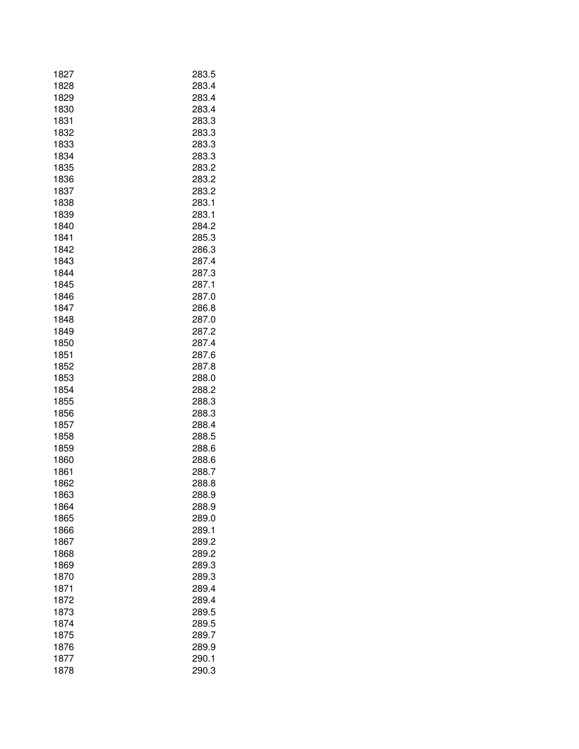| | |
|---|---|
| 1827 | 283.5 |
| 1828 | 283.4 |
| 1829 | 283.4 |
| 1830 | 283.4 |
| 1831 | 283.3 |
| 1832 | 283.3 |
| 1833 | 283.3 |
| 1834 | 283.3 |
| 1835 | 283.2 |
| 1836 | 283.2 |
| 1837 | 283.2 |
| 1838 | 283.1 |
| 1839 | 283.1 |
| 1840 | 284.2 |
| 1841 | 285.3 |
| 1842 | 286.3 |
| 1843 | 287.4 |
| 1844 | 287.3 |
| 1845 | 287.1 |
| 1846 | 287.0 |
| 1847 | 286.8 |
| 1848 | 287.0 |
| 1849 | 287.2 |
| 1850 | 287.4 |
| 1851 | 287.6 |
| 1852 | 287.8 |
| 1853 | 288.0 |
| 1854 | 288.2 |
| 1855 | 288.3 |
| 1856 | 288.3 |
| 1857 | 288.4 |
| 1858 | 288.5 |
| 1859 | 288.6 |
| 1860 | 288.6 |
| 1861 | 288.7 |
| 1862 | 288.8 |
| 1863 | 288.9 |
| 1864 | 288.9 |
| 1865 | 289.0 |
| 1866 | 289.1 |
| 1867 | 289.2 |
| 1868 | 289.2 |
| 1869 | 289.3 |
| 1870 | 289.3 |
| 1871 | 289.4 |
| 1872 | 289.4 |
| 1873 | 289.5 |
| 1874 | 289.5 |
| 1875 | 289.7 |
| 1876 | 289.9 |
| 1877 | 290.1 |
| 1878 | 290.3 |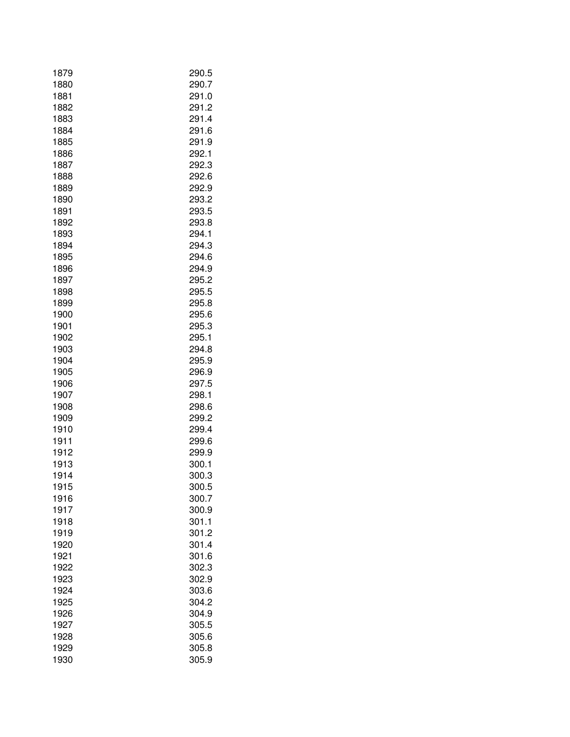| | |
|---|---|
| 1879 | 290.5 |
| 1880 | 290.7 |
| 1881 | 291.0 |
| 1882 | 291.2 |
| 1883 | 291.4 |
| 1884 | 291.6 |
| 1885 | 291.9 |
| 1886 | 292.1 |
| 1887 | 292.3 |
| 1888 | 292.6 |
| 1889 | 292.9 |
| 1890 | 293.2 |
| 1891 | 293.5 |
| 1892 | 293.8 |
| 1893 | 294.1 |
| 1894 | 294.3 |
| 1895 | 294.6 |
| 1896 | 294.9 |
| 1897 | 295.2 |
| 1898 | 295.5 |
| 1899 | 295.8 |
| 1900 | 295.6 |
| 1901 | 295.3 |
| 1902 | 295.1 |
| 1903 | 294.8 |
| 1904 | 295.9 |
| 1905 | 296.9 |
| 1906 | 297.5 |
| 1907 | 298.1 |
| 1908 | 298.6 |
| 1909 | 299.2 |
| 1910 | 299.4 |
| 1911 | 299.6 |
| 1912 | 299.9 |
| 1913 | 300.1 |
| 1914 | 300.3 |
| 1915 | 300.5 |
| 1916 | 300.7 |
| 1917 | 300.9 |
| 1918 | 301.1 |
| 1919 | 301.2 |
| 1920 | 301.4 |
| 1921 | 301.6 |
| 1922 | 302.3 |
| 1923 | 302.9 |
| 1924 | 303.6 |
| 1925 | 304.2 |
| 1926 | 304.9 |
| 1927 | 305.5 |
| 1928 | 305.6 |
| 1929 | 305.8 |
| 1930 | 305.9 |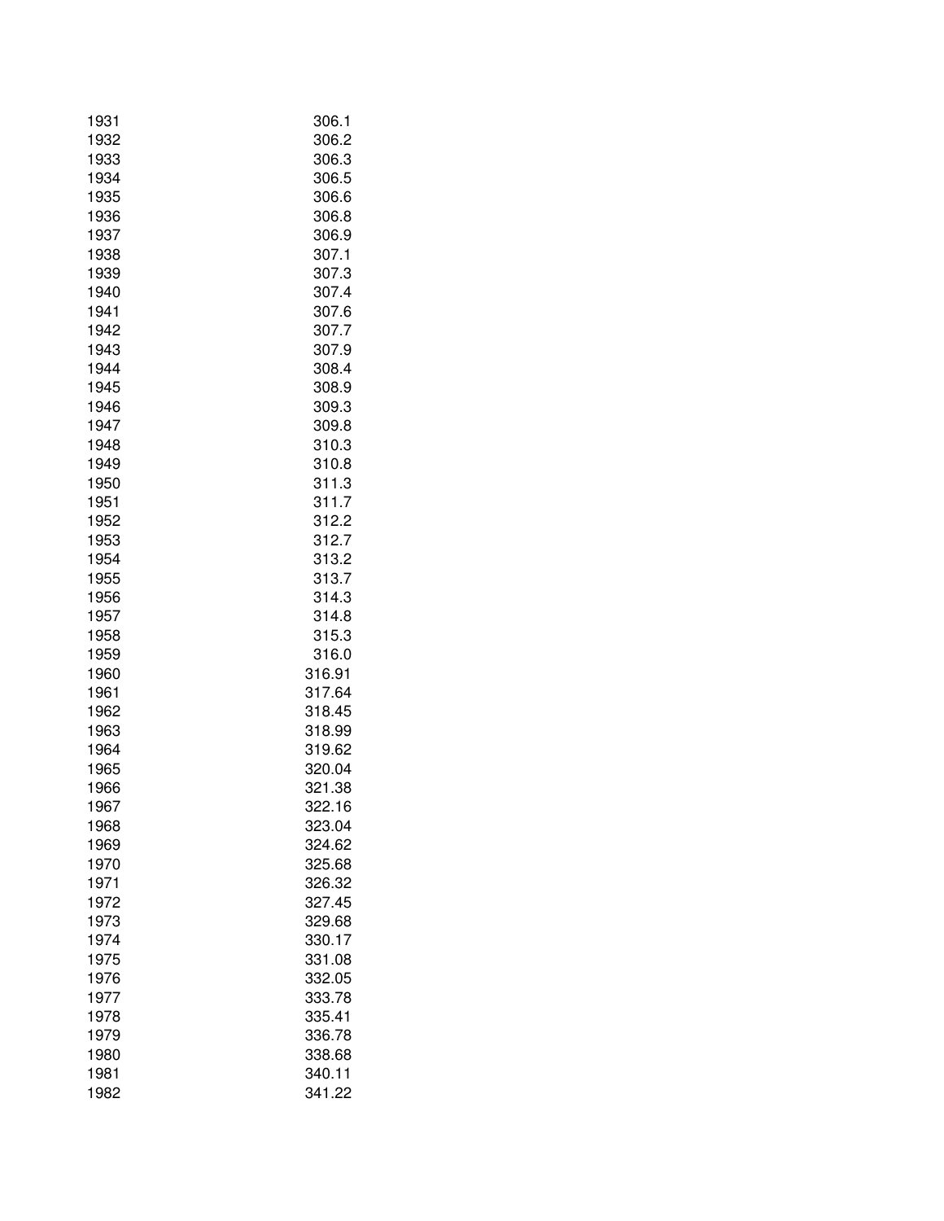| | |
|---|---|
| 1931 | 306.1 |
| 1932 | 306.2 |
| 1933 | 306.3 |
| 1934 | 306.5 |
| 1935 | 306.6 |
| 1936 | 306.8 |
| 1937 | 306.9 |
| 1938 | 307.1 |
| 1939 | 307.3 |
| 1940 | 307.4 |
| 1941 | 307.6 |
| 1942 | 307.7 |
| 1943 | 307.9 |
| 1944 | 308.4 |
| 1945 | 308.9 |
| 1946 | 309.3 |
| 1947 | 309.8 |
| 1948 | 310.3 |
| 1949 | 310.8 |
| 1950 | 311.3 |
| 1951 | 311.7 |
| 1952 | 312.2 |
| 1953 | 312.7 |
| 1954 | 313.2 |
| 1955 | 313.7 |
| 1956 | 314.3 |
| 1957 | 314.8 |
| 1958 | 315.3 |
| 1959 | 316.0 |
| 1960 | 316.91 |
| 1961 | 317.64 |
| 1962 | 318.45 |
| 1963 | 318.99 |
| 1964 | 319.62 |
| 1965 | 320.04 |
| 1966 | 321.38 |
| 1967 | 322.16 |
| 1968 | 323.04 |
| 1969 | 324.62 |
| 1970 | 325.68 |
| 1971 | 326.32 |
| 1972 | 327.45 |
| 1973 | 329.68 |
| 1974 | 330.17 |
| 1975 | 331.08 |
| 1976 | 332.05 |
| 1977 | 333.78 |
| 1978 | 335.41 |
| 1979 | 336.78 |
| 1980 | 338.68 |
| 1981 | 340.11 |
| 1982 | 341.22 |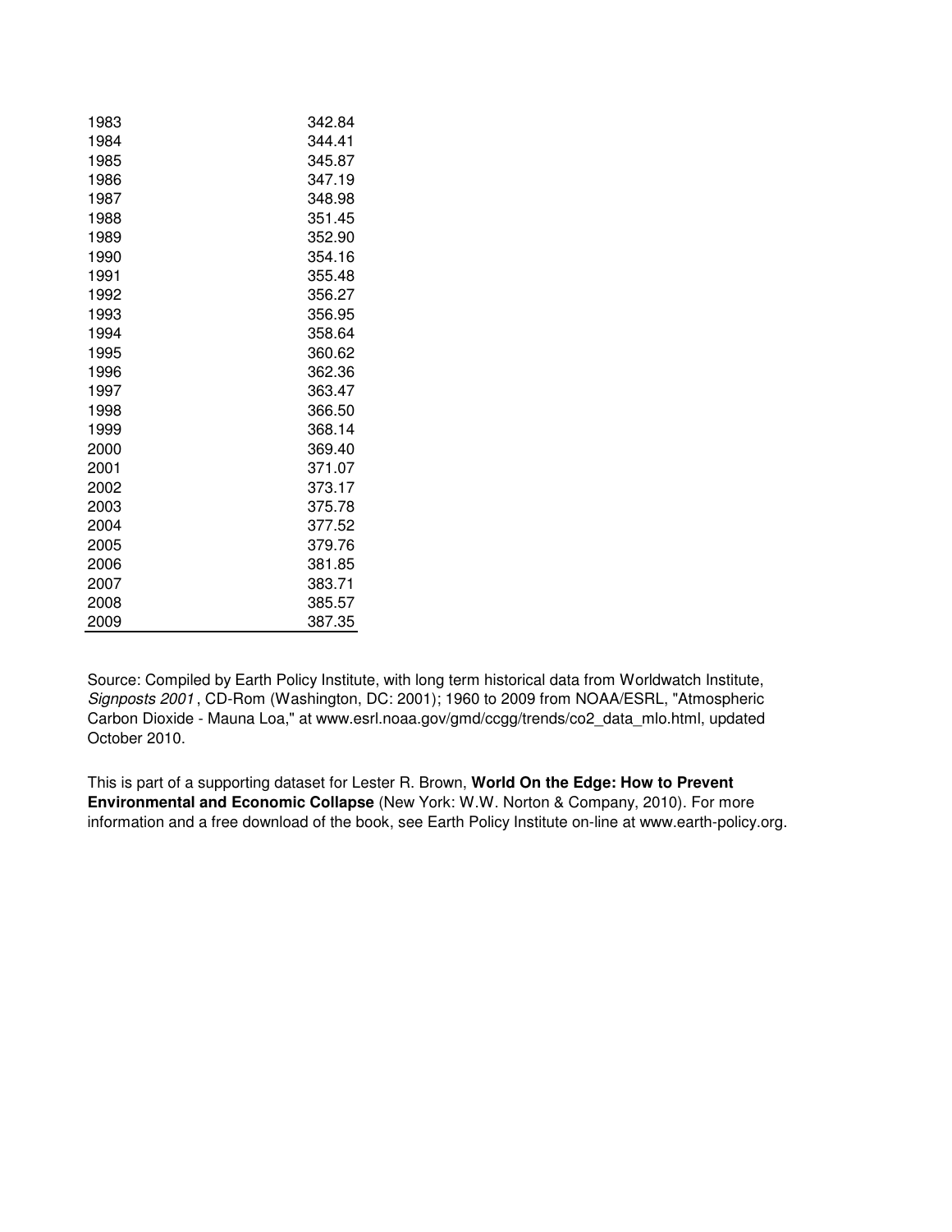| | |
|---|---|
| 1983 | 342.84 |
| 1984 | 344.41 |
| 1985 | 345.87 |
| 1986 | 347.19 |
| 1987 | 348.98 |
| 1988 | 351.45 |
| 1989 | 352.90 |
| 1990 | 354.16 |
| 1991 | 355.48 |
| 1992 | 356.27 |
| 1993 | 356.95 |
| 1994 | 358.64 |
| 1995 | 360.62 |
| 1996 | 362.36 |
| 1997 | 363.47 |
| 1998 | 366.50 |
| 1999 | 368.14 |
| 2000 | 369.40 |
| 2001 | 371.07 |
| 2002 | 373.17 |
| 2003 | 375.78 |
| 2004 | 377.52 |
| 2005 | 379.76 |
| 2006 | 381.85 |
| 2007 | 383.71 |
| 2008 | 385.57 |
| 2009 | 387.35 |

Source: Compiled by Earth Policy Institute, with long term historical data from Worldwatch Institute, *Signposts 2001*, CD-Rom (Washington, DC: 2001); 1960 to 2009 from NOAA/ESRL, "Atmospheric Carbon Dioxide - Mauna Loa," at www.esrl.noaa.gov/gmd/ccgg/trends/co2_data_mlo.html, updated October 2010.

This is part of a supporting dataset for Lester R. Brown, **World On the Edge: How to Prevent Environmental and Economic Collapse** (New York: W.W. Norton & Company, 2010). For more information and a free download of the book, see Earth Policy Institute on-line at www.earth-policy.org.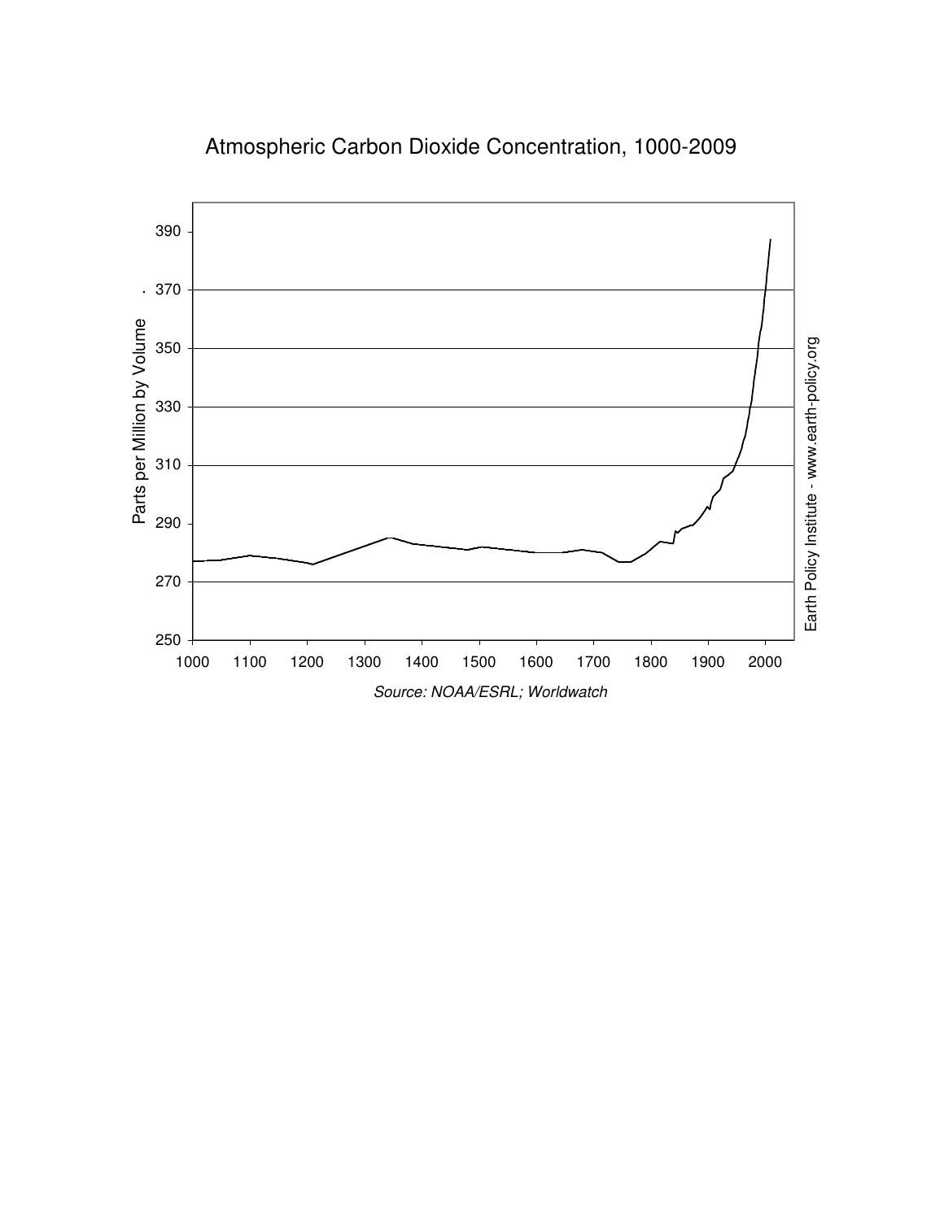Atmospheric Carbon Dioxide Concentration, 1000-2009

Source: NOAA/ESRL; Worldwatch

Earth Policy Institute - www.earth-policy.org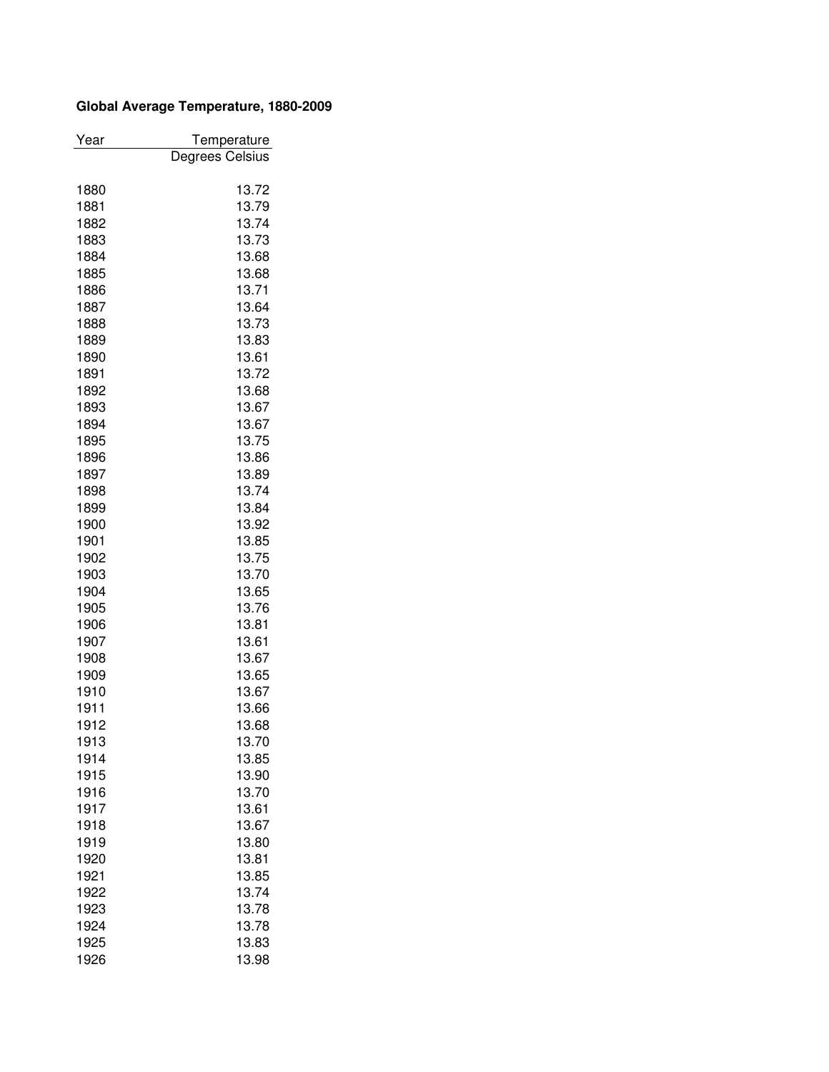**Global Average Temperature, 1880-2009**

| Year | Temperature |
|---|---|
| | Degrees Celsius |
| 1880 | 13.72 |
| 1881 | 13.79 |
| 1882 | 13.74 |
| 1883 | 13.73 |
| 1884 | 13.68 |
| 1885 | 13.68 |
| 1886 | 13.71 |
| 1887 | 13.64 |
| 1888 | 13.73 |
| 1889 | 13.83 |
| 1890 | 13.61 |
| 1891 | 13.72 |
| 1892 | 13.68 |
| 1893 | 13.67 |
| 1894 | 13.67 |
| 1895 | 13.75 |
| 1896 | 13.86 |
| 1897 | 13.89 |
| 1898 | 13.74 |
| 1899 | 13.84 |
| 1900 | 13.92 |
| 1901 | 13.85 |
| 1902 | 13.75 |
| 1903 | 13.70 |
| 1904 | 13.65 |
| 1905 | 13.76 |
| 1906 | 13.81 |
| 1907 | 13.61 |
| 1908 | 13.67 |
| 1909 | 13.65 |
| 1910 | 13.67 |
| 1911 | 13.66 |
| 1912 | 13.68 |
| 1913 | 13.70 |
| 1914 | 13.85 |
| 1915 | 13.90 |
| 1916 | 13.70 |
| 1917 | 13.61 |
| 1918 | 13.67 |
| 1919 | 13.80 |
| 1920 | 13.81 |
| 1921 | 13.85 |
| 1922 | 13.74 |
| 1923 | 13.78 |
| 1924 | 13.78 |
| 1925 | 13.83 |
| 1926 | 13.98 |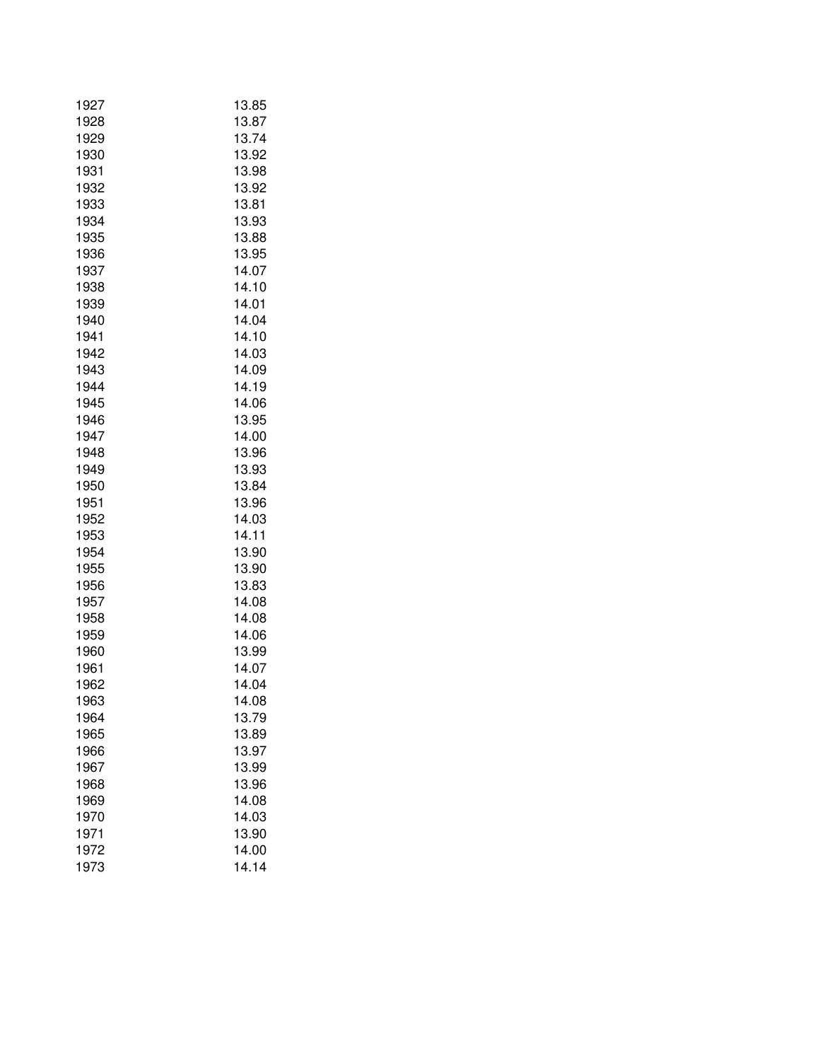| | |
|---|---|
| 1927 | 13.85 |
| 1928 | 13.87 |
| 1929 | 13.74 |
| 1930 | 13.92 |
| 1931 | 13.98 |
| 1932 | 13.92 |
| 1933 | 13.81 |
| 1934 | 13.93 |
| 1935 | 13.88 |
| 1936 | 13.95 |
| 1937 | 14.07 |
| 1938 | 14.10 |
| 1939 | 14.01 |
| 1940 | 14.04 |
| 1941 | 14.10 |
| 1942 | 14.03 |
| 1943 | 14.09 |
| 1944 | 14.19 |
| 1945 | 14.06 |
| 1946 | 13.95 |
| 1947 | 14.00 |
| 1948 | 13.96 |
| 1949 | 13.93 |
| 1950 | 13.84 |
| 1951 | 13.96 |
| 1952 | 14.03 |
| 1953 | 14.11 |
| 1954 | 13.90 |
| 1955 | 13.90 |
| 1956 | 13.83 |
| 1957 | 14.08 |
| 1958 | 14.08 |
| 1959 | 14.06 |
| 1960 | 13.99 |
| 1961 | 14.07 |
| 1962 | 14.04 |
| 1963 | 14.08 |
| 1964 | 13.79 |
| 1965 | 13.89 |
| 1966 | 13.97 |
| 1967 | 13.99 |
| 1968 | 13.96 |
| 1969 | 14.08 |
| 1970 | 14.03 |
| 1971 | 13.90 |
| 1972 | 14.00 |
| 1973 | 14.14 |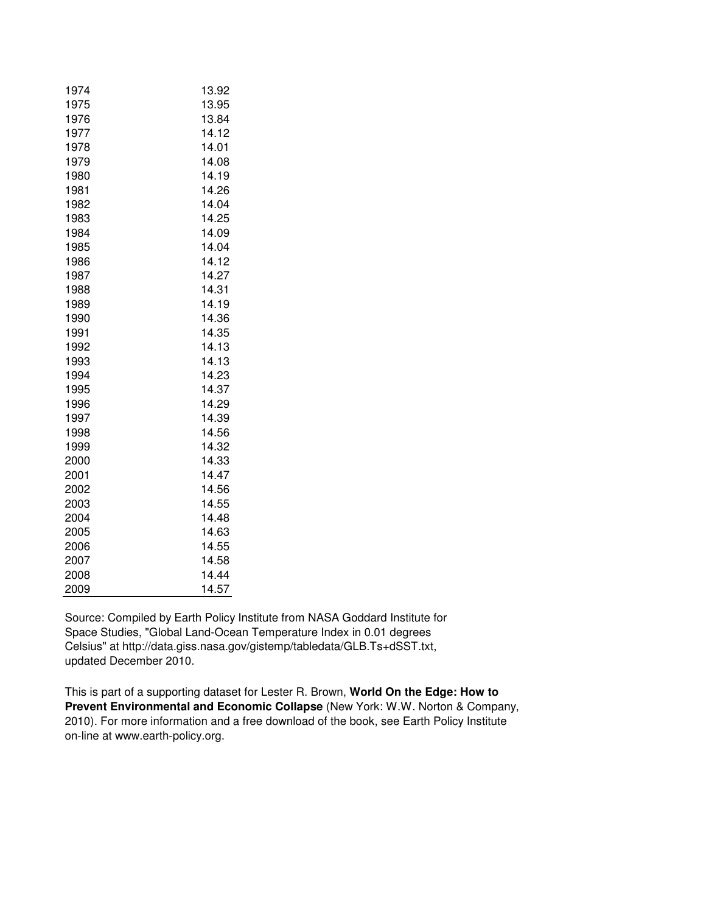| | |
|---|---|
| 1974 | 13.92 |
| 1975 | 13.95 |
| 1976 | 13.84 |
| 1977 | 14.12 |
| 1978 | 14.01 |
| 1979 | 14.08 |
| 1980 | 14.19 |
| 1981 | 14.26 |
| 1982 | 14.04 |
| 1983 | 14.25 |
| 1984 | 14.09 |
| 1985 | 14.04 |
| 1986 | 14.12 |
| 1987 | 14.27 |
| 1988 | 14.31 |
| 1989 | 14.19 |
| 1990 | 14.36 |
| 1991 | 14.35 |
| 1992 | 14.13 |
| 1993 | 14.13 |
| 1994 | 14.23 |
| 1995 | 14.37 |
| 1996 | 14.29 |
| 1997 | 14.39 |
| 1998 | 14.56 |
| 1999 | 14.32 |
| 2000 | 14.33 |
| 2001 | 14.47 |
| 2002 | 14.56 |
| 2003 | 14.55 |
| 2004 | 14.48 |
| 2005 | 14.63 |
| 2006 | 14.55 |
| 2007 | 14.58 |
| 2008 | 14.44 |
| 2009 | 14.57 |

Source: Compiled by Earth Policy Institute from NASA Goddard Institute for Space Studies, "Global Land-Ocean Temperature Index in 0.01 degrees Celsius" at http://data.giss.nasa.gov/gistemp/tabledata/GLB.Ts+dSST.txt, updated December 2010.

This is part of a supporting dataset for Lester R. Brown, **World On the Edge: How to Prevent Environmental and Economic Collapse** (New York: W.W. Norton & Company, 2010). For more information and a free download of the book, see Earth Policy Institute on-line at www.earth-policy.org.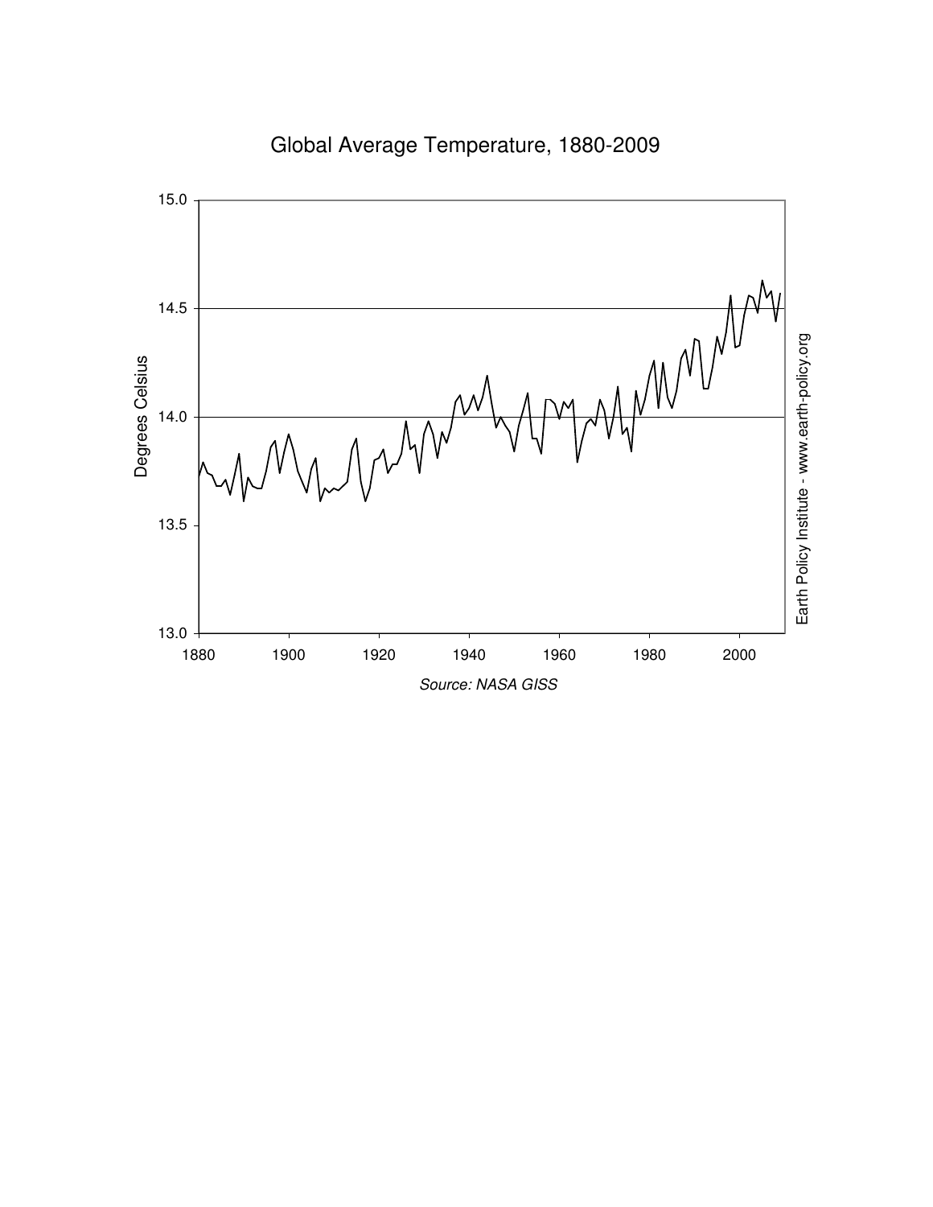Global Average Temperature, 1880-2009

Source: NASA GISS

Earth Policy Institute - www.earth-policy.org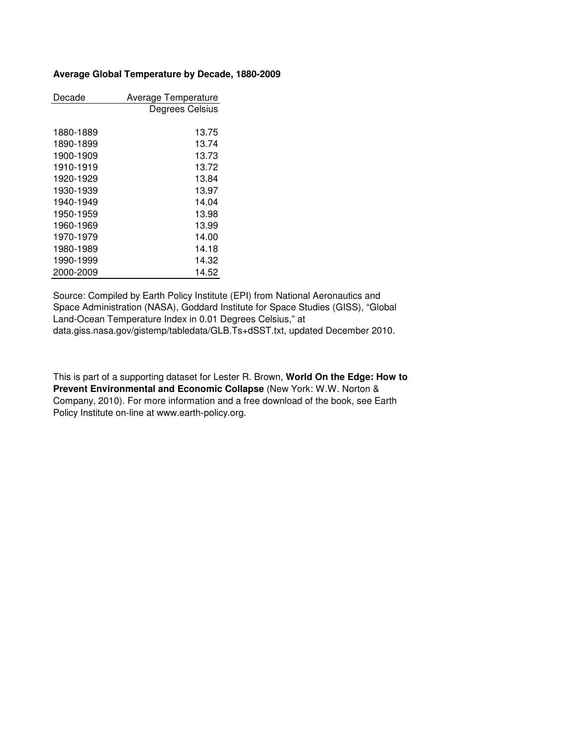**Average Global Temperature by Decade, 1880-2009**

| Decade | Average Temperature |
|---|---|
| | Degrees Celsius |
| 1880-1889 | 13.75 |
| 1890-1899 | 13.74 |
| 1900-1909 | 13.73 |
| 1910-1919 | 13.72 |
| 1920-1929 | 13.84 |
| 1930-1939 | 13.97 |
| 1940-1949 | 14.04 |
| 1950-1959 | 13.98 |
| 1960-1969 | 13.99 |
| 1970-1979 | 14.00 |
| 1980-1989 | 14.18 |
| 1990-1999 | 14.32 |
| 2000-2009 | 14.52 |

Source: Compiled by Earth Policy Institute (EPI) from National Aeronautics and Space Administration (NASA), Goddard Institute for Space Studies (GISS), “Global Land-Ocean Temperature Index in 0.01 Degrees Celsius,” at data.giss.nasa.gov/gistemp/tabledata/GLB.Ts+dSST.txt, updated December 2010.

This is part of a supporting dataset for Lester R. Brown, **World On the Edge: How to Prevent Environmental and Economic Collapse** (New York: W.W. Norton & Company, 2010). For more information and a free download of the book, see Earth Policy Institute on-line at www.earth-policy.org.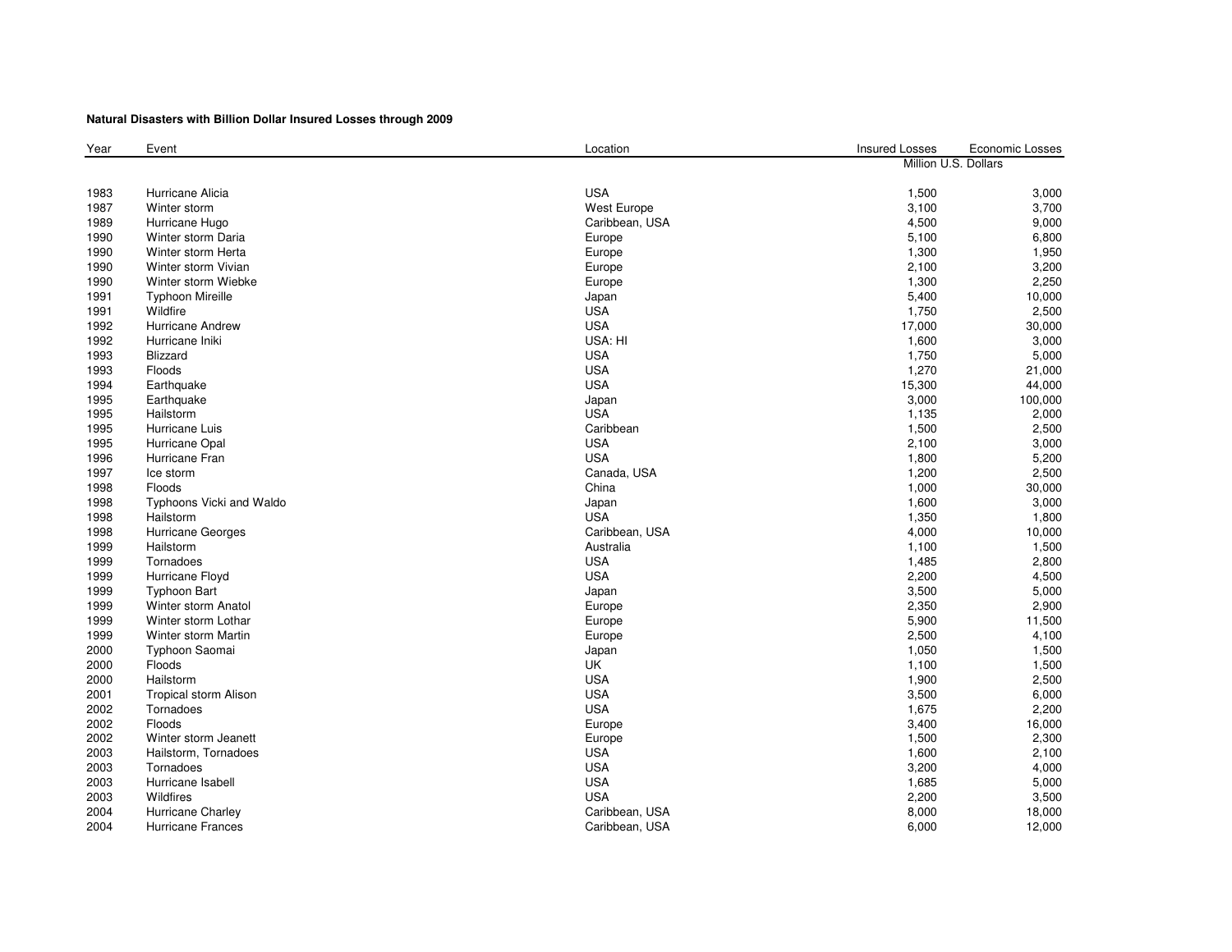**Natural Disasters with Billion Dollar Insured Losses through 2009**

| Year | Event | Location | Insured Losses | Economic Losses |
|---|---|---|---|---|
| | | | Million U.S. Dollars | |
| 1983 | Hurricane Alicia | USA | 1,500 | 3,000 |
| 1987 | Winter storm | West Europe | 3,100 | 3,700 |
| 1989 | Hurricane Hugo | Caribbean, USA | 4,500 | 9,000 |
| 1990 | Winter storm Daria | Europe | 5,100 | 6,800 |
| 1990 | Winter storm Herta | Europe | 1,300 | 1,950 |
| 1990 | Winter storm Vivian | Europe | 2,100 | 3,200 |
| 1990 | Winter storm Wiebke | Europe | 1,300 | 2,250 |
| 1991 | Typhoon Mireille | Japan | 5,400 | 10,000 |
| 1991 | Wildfire | USA | 1,750 | 2,500 |
| 1992 | Hurricane Andrew | USA | 17,000 | 30,000 |
| 1992 | Hurricane Iniki | USA: HI | 1,600 | 3,000 |
| 1993 | Blizzard | USA | 1,750 | 5,000 |
| 1993 | Floods | USA | 1,270 | 21,000 |
| 1994 | Earthquake | USA | 15,300 | 44,000 |
| 1995 | Earthquake | Japan | 3,000 | 100,000 |
| 1995 | Hailstorm | USA | 1,135 | 2,000 |
| 1995 | Hurricane Luis | Caribbean | 1,500 | 2,500 |
| 1995 | Hurricane Opal | USA | 2,100 | 3,000 |
| 1996 | Hurricane Fran | USA | 1,800 | 5,200 |
| 1997 | Ice storm | Canada, USA | 1,200 | 2,500 |
| 1998 | Floods | China | 1,000 | 30,000 |
| 1998 | Typhoons Vicki and Waldo | Japan | 1,600 | 3,000 |
| 1998 | Hailstorm | USA | 1,350 | 1,800 |
| 1998 | Hurricane Georges | Caribbean, USA | 4,000 | 10,000 |
| 1999 | Hailstorm | Australia | 1,100 | 1,500 |
| 1999 | Tornadoes | USA | 1,485 | 2,800 |
| 1999 | Hurricane Floyd | USA | 2,200 | 4,500 |
| 1999 | Typhoon Bart | Japan | 3,500 | 5,000 |
| 1999 | Winter storm Anatol | Europe | 2,350 | 2,900 |
| 1999 | Winter storm Lothar | Europe | 5,900 | 11,500 |
| 1999 | Winter storm Martin | Europe | 2,500 | 4,100 |
| 2000 | Typhoon Saomai | Japan | 1,050 | 1,500 |
| 2000 | Floods | UK | 1,100 | 1,500 |
| 2000 | Hailstorm | USA | 1,900 | 2,500 |
| 2001 | Tropical storm Alison | USA | 3,500 | 6,000 |
| 2002 | Tornadoes | USA | 1,675 | 2,200 |
| 2002 | Floods | Europe | 3,400 | 16,000 |
| 2002 | Winter storm Jeanett | Europe | 1,500 | 2,300 |
| 2003 | Hailstorm, Tornadoes | USA | 1,600 | 2,100 |
| 2003 | Tornadoes | USA | 3,200 | 4,000 |
| 2003 | Hurricane Isabell | USA | 1,685 | 5,000 |
| 2003 | Wildfires | USA | 2,200 | 3,500 |
| 2004 | Hurricane Charley | Caribbean, USA | 8,000 | 18,000 |
| 2004 | Hurricane Frances | Caribbean, USA | 6,000 | 12,000 |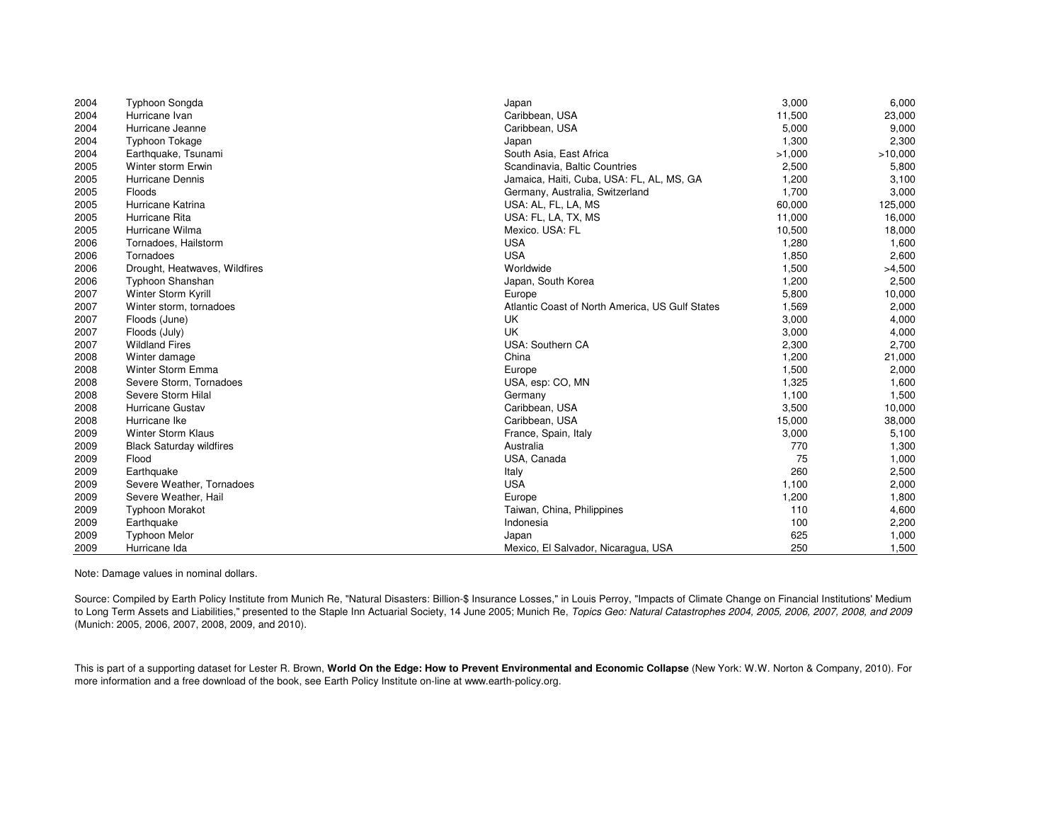| | | | | |
|---|---|---|---|---|
| 2004 | Typhoon Songda | Japan | 3,000 | 6,000 |
| 2004 | Hurricane Ivan | Caribbean, USA | 11,500 | 23,000 |
| 2004 | Hurricane Jeanne | Caribbean, USA | 5,000 | 9,000 |
| 2004 | Typhoon Tokage | Japan | 1,300 | 2,300 |
| 2004 | Earthquake, Tsunami | South Asia, East Africa | >1,000 | >10,000 |
| 2005 | Winter storm Erwin | Scandinavia, Baltic Countries | 2,500 | 5,800 |
| 2005 | Hurricane Dennis | Jamaica, Haiti, Cuba, USA: FL, AL, MS, GA | 1,200 | 3,100 |
| 2005 | Floods | Germany, Australia, Switzerland | 1,700 | 3,000 |
| 2005 | Hurricane Katrina | USA: AL, FL, LA, MS | 60,000 | 125,000 |
| 2005 | Hurricane Rita | USA: FL, LA, TX, MS | 11,000 | 16,000 |
| 2005 | Hurricane Wilma | Mexico. USA: FL | 10,500 | 18,000 |
| 2006 | Tornadoes, Hailstorm | USA | 1,280 | 1,600 |
| 2006 | Tornadoes | USA | 1,850 | 2,600 |
| 2006 | Drought, Heatwaves, Wildfires | Worldwide | 1,500 | >4,500 |
| 2006 | Typhoon Shanshan | Japan, South Korea | 1,200 | 2,500 |
| 2007 | Winter Storm Kyrill | Europe | 5,800 | 10,000 |
| 2007 | Winter storm, tornadoes | Atlantic Coast of North America, US Gulf States | 1,569 | 2,000 |
| 2007 | Floods (June) | UK | 3,000 | 4,000 |
| 2007 | Floods (July) | UK | 3,000 | 4,000 |
| 2007 | Wildland Fires | USA: Southern CA | 2,300 | 2,700 |
| 2008 | Winter damage | China | 1,200 | 21,000 |
| 2008 | Winter Storm Emma | Europe | 1,500 | 2,000 |
| 2008 | Severe Storm, Tornadoes | USA, esp: CO, MN | 1,325 | 1,600 |
| 2008 | Severe Storm Hilal | Germany | 1,100 | 1,500 |
| 2008 | Hurricane Gustav | Caribbean, USA | 3,500 | 10,000 |
| 2008 | Hurricane Ike | Caribbean, USA | 15,000 | 38,000 |
| 2009 | Winter Storm Klaus | France, Spain, Italy | 3,000 | 5,100 |
| 2009 | Black Saturday wildfires | Australia | 770 | 1,300 |
| 2009 | Flood | USA, Canada | 75 | 1,000 |
| 2009 | Earthquake | Italy | 260 | 2,500 |
| 2009 | Severe Weather, Tornadoes | USA | 1,100 | 2,000 |
| 2009 | Severe Weather, Hail | Europe | 1,200 | 1,800 |
| 2009 | Typhoon Morakot | Taiwan, China, Philippines | 110 | 4,600 |
| 2009 | Earthquake | Indonesia | 100 | 2,200 |
| 2009 | Typhoon Melor | Japan | 625 | 1,000 |
| 2009 | Hurricane Ida | Mexico, El Salvador, Nicaragua, USA | 250 | 1,500 |

Note: Damage values in nominal dollars.

Source: Compiled by Earth Policy Institute from Munich Re, "Natural Disasters: Billion-$ Insurance Losses," in Louis Perroy, "Impacts of Climate Change on Financial Institutions' Medium to Long Term Assets and Liabilities," presented to the Staple Inn Actuarial Society, 14 June 2005; Munich Re, *Topics Geo: Natural Catastrophes 2004, 2005, 2006, 2007, 2008, and 2009* (Munich: 2005, 2006, 2007, 2008, 2009, and 2010).

This is part of a supporting dataset for Lester R. Brown, **World On the Edge: How to Prevent Environmental and Economic Collapse** (New York: W.W. Norton & Company, 2010). For more information and a free download of the book, see Earth Policy Institute on-line at www.earth-policy.org.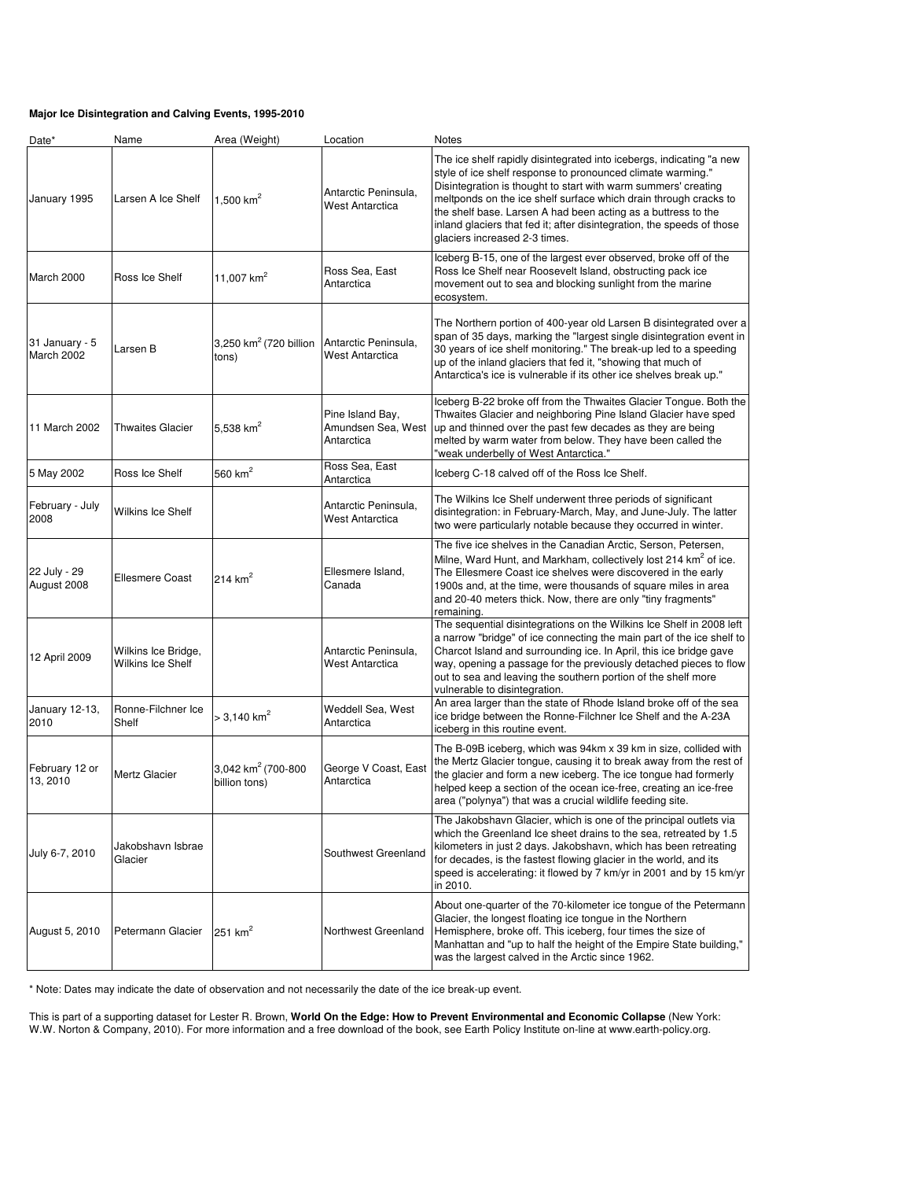**Major Ice Disintegration and Calving Events, 1995-2010**

| Date* | Name | Area (Weight) | Location | Notes |
|---|---|---|---|---|
| January 1995 | Larsen A Ice Shelf | 1,500 $km^2$ | Antarctic Peninsula, West Antarctica | The ice shelf rapidly disintegrated into icebergs, indicating "a new style of ice shelf response to pronounced climate warming." Disintegration is thought to start with warm summers' creating meltponds on the ice shelf surface which drain through cracks to the shelf base. Larsen A had been acting as a buttress to the inland glaciers that fed it; after disintegration, the speeds of those glaciers increased 2-3 times. |
| March 2000 | Ross Ice Shelf | 11,007 $km^2$ | Ross Sea, East Antarctica | Iceberg B-15, one of the largest ever observed, broke off of the Ross Ice Shelf near Roosevelt Island, obstructing pack ice movement out to sea and blocking sunlight from the marine ecosystem. |
| 31 January - 5 March 2002 | Larsen B | 3,250 $km^2$ (720 billion tons) | Antarctic Peninsula, West Antarctica | The Northern portion of 400-year old Larsen B disintegrated over a span of 35 days, marking the "largest single disintegration event in 30 years of ice shelf monitoring." The break-up led to a speeding up of the inland glaciers that fed it, "showing that much of Antarctica's ice is vulnerable if its other ice shelves break up." |
| 11 March 2002 | Thwaites Glacier | 5,538 $km^2$ | Pine Island Bay, Amundsen Sea, West Antarctica | Iceberg B-22 broke off from the Thwaites Glacier Tongue. Both the Thwaites Glacier and neighboring Pine Island Glacier have sped up and thinned over the past few decades as they are being melted by warm water from below. They have been called the "weak underbelly of West Antarctica." |
| 5 May 2002 | Ross Ice Shelf | 560 $km^2$ | Ross Sea, East Antarctica | Iceberg C-18 calved off of the Ross Ice Shelf. |
| February - July 2008 | Wilkins Ice Shelf | | Antarctic Peninsula, West Antarctica | The Wilkins Ice Shelf underwent three periods of significant disintegration: in February-March, May, and June-July. The latter two were particularly notable because they occurred in winter. |
| 22 July - 29 August 2008 | Ellesmere Coast | 214 $km^2$ | Ellesmere Island, Canada | The five ice shelves in the Canadian Arctic, Serson, Petersen, Milne, Ward Hunt, and Markham, collectively lost 214 $km^2$ of ice. The Ellesmere Coast ice shelves were discovered in the early 1900s and, at the time, were thousands of square miles in area and 20-40 meters thick. Now, there are only "tiny fragments" remaining. |
| 12 April 2009 | Wilkins Ice Bridge, Wilkins Ice Shelf | | Antarctic Peninsula, West Antarctica | The sequential disintegrations on the Wilkins Ice Shelf in 2008 left a narrow "bridge" of ice connecting the main part of the ice shelf to Charcot Island and surrounding ice. In April, this ice bridge gave way, opening a passage for the previously detached pieces to flow out to sea and leaving the southern portion of the shelf more vulnerable to disintegration. |
| January 12-13, 2010 | Ronne-Filchner Ice Shelf | > 3,140 $km^2$ | Weddell Sea, West Antarctica | An area larger than the state of Rhode Island broke off of the sea ice bridge between the Ronne-Filchner Ice Shelf and the A-23A iceberg in this routine event. |
| February 12 or 13, 2010 | Mertz Glacier | 3,042 $km^2$ (700-800 billion tons) | George V Coast, East Antarctica | The B-09B iceberg, which was 94km x 39 km in size, collided with the Mertz Glacier tongue, causing it to break away from the rest of the glacier and form a new iceberg. The ice tongue had formerly helped keep a section of the ocean ice-free, creating an ice-free area ("polynya") that was a crucial wildlife feeding site. |
| July 6-7, 2010 | Jakobshavn Isbrae Glacier | | Southwest Greenland | The Jakobshavn Glacier, which is one of the principal outlets via which the Greenland Ice sheet drains to the sea, retreated by 1.5 kilometers in just 2 days. Jakobshavn, which has been retreating for decades, is the fastest flowing glacier in the world, and its speed is accelerating: it flowed by 7 km/yr in 2001 and by 15 km/yr in 2010. |
| August 5, 2010 | Petermann Glacier | 251 $km^2$ | Northwest Greenland | About one-quarter of the 70-kilometer ice tongue of the Petermann Glacier, the longest floating ice tongue in the Northern Hemisphere, broke off. This iceberg, four times the size of Manhattan and "up to half the height of the Empire State building," was the largest calved in the Arctic since 1962. |

* Note: Dates may indicate the date of observation and not necessarily the date of the ice break-up event.

This is part of a supporting dataset for Lester R. Brown, **World On the Edge: How to Prevent Environmental and Economic Collapse** (New York: W.W. Norton & Company, 2010). For more information and a free download of the book, see Earth Policy Institute on-line at www.earth-policy.org.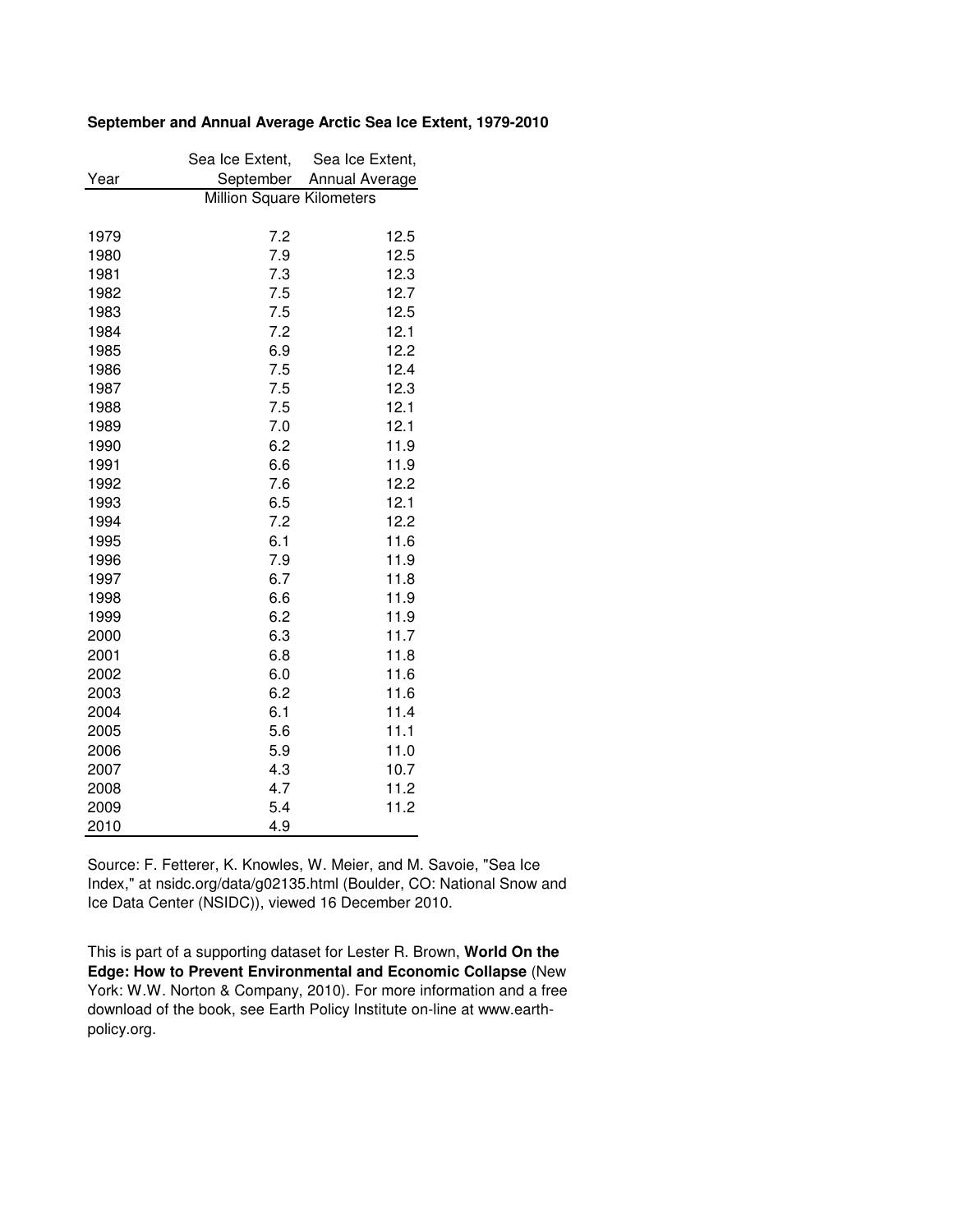**September and Annual Average Arctic Sea Ice Extent, 1979-2010**

| Year | Sea Ice Extent, September | Sea Ice Extent, Annual Average |
|---|---|---|
| | Million Square Kilometers | |
| 1979 | 7.2 | 12.5 |
| 1980 | 7.9 | 12.5 |
| 1981 | 7.3 | 12.3 |
| 1982 | 7.5 | 12.7 |
| 1983 | 7.5 | 12.5 |
| 1984 | 7.2 | 12.1 |
| 1985 | 6.9 | 12.2 |
| 1986 | 7.5 | 12.4 |
| 1987 | 7.5 | 12.3 |
| 1988 | 7.5 | 12.1 |
| 1989 | 7.0 | 12.1 |
| 1990 | 6.2 | 11.9 |
| 1991 | 6.6 | 11.9 |
| 1992 | 7.6 | 12.2 |
| 1993 | 6.5 | 12.1 |
| 1994 | 7.2 | 12.2 |
| 1995 | 6.1 | 11.6 |
| 1996 | 7.9 | 11.9 |
| 1997 | 6.7 | 11.8 |
| 1998 | 6.6 | 11.9 |
| 1999 | 6.2 | 11.9 |
| 2000 | 6.3 | 11.7 |
| 2001 | 6.8 | 11.8 |
| 2002 | 6.0 | 11.6 |
| 2003 | 6.2 | 11.6 |
| 2004 | 6.1 | 11.4 |
| 2005 | 5.6 | 11.1 |
| 2006 | 5.9 | 11.0 |
| 2007 | 4.3 | 10.7 |
| 2008 | 4.7 | 11.2 |
| 2009 | 5.4 | 11.2 |
| 2010 | 4.9 | |

Source: F. Fetterer, K. Knowles, W. Meier, and M. Savoie, "Sea Ice Index," at nsidc.org/data/g02135.html (Boulder, CO: National Snow and Ice Data Center (NSIDC)), viewed 16 December 2010.

This is part of a supporting dataset for Lester R. Brown, **World On the Edge: How to Prevent Environmental and Economic Collapse** (New York: W.W. Norton & Company, 2010). For more information and a free download of the book, see Earth Policy Institute on-line at www.earth-policy.org.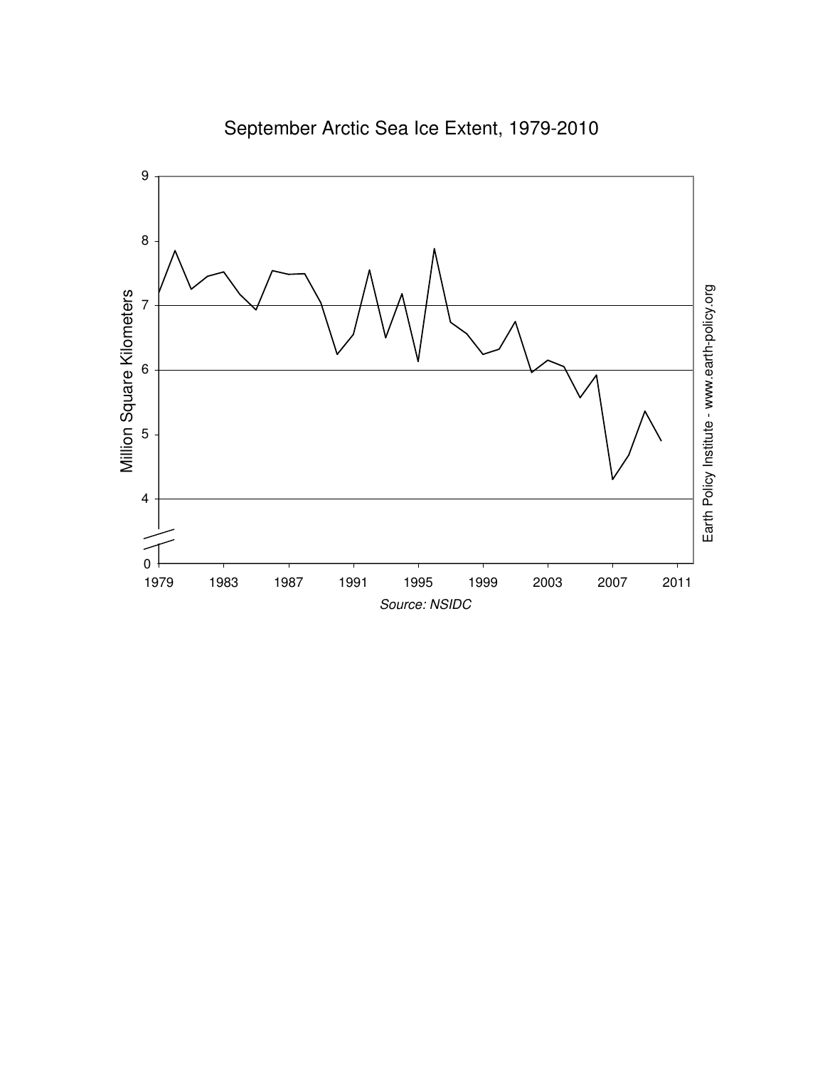September Arctic Sea Ice Extent, 1979-2010

Million Square Kilometers

9
8
7
6
5
4
0

1979 1983 1987 1991 1995 1999 2003 2007 2011

*Source: NSIDC*

Earth Policy Institute - www.earth-policy.org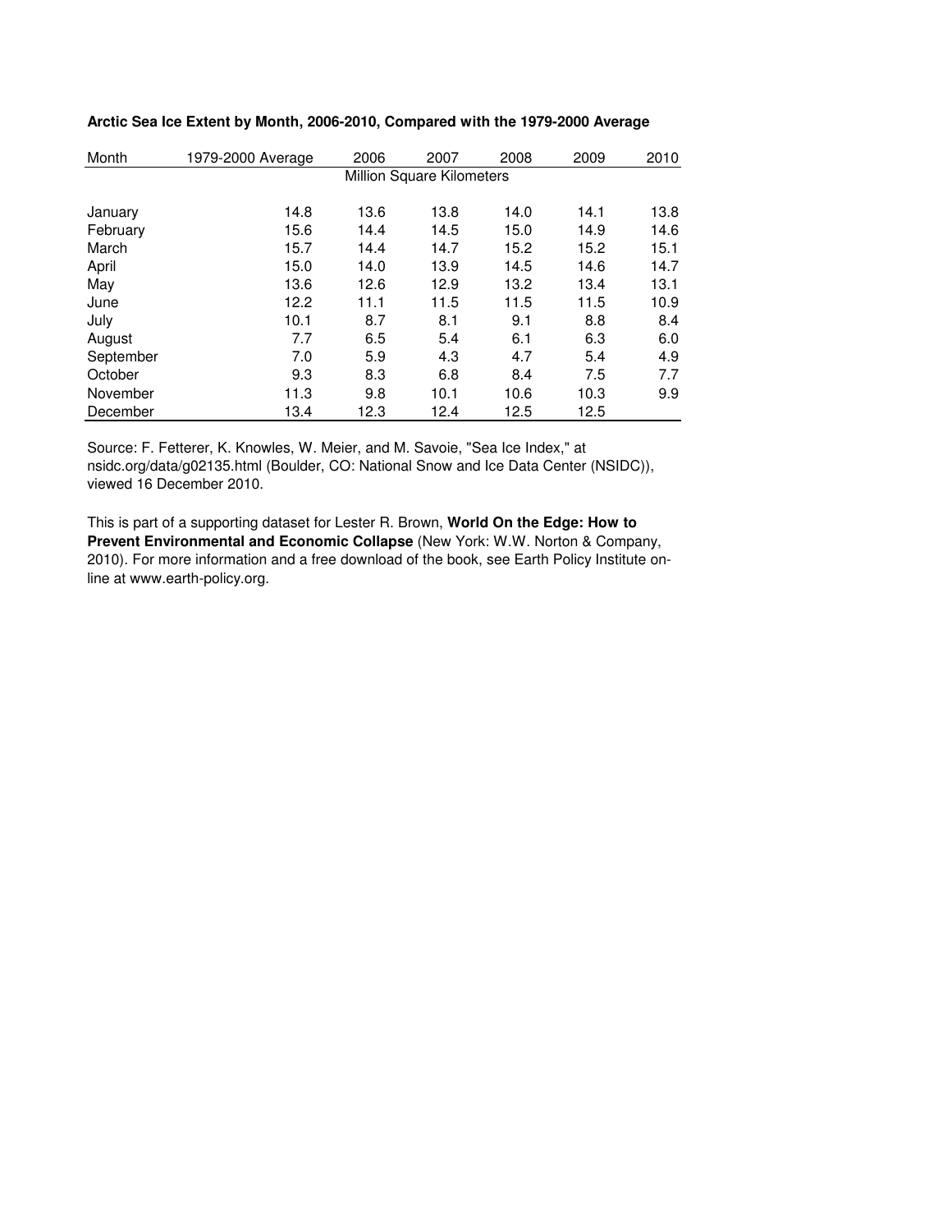**Arctic Sea Ice Extent by Month, 2006-2010, Compared with the 1979-2000 Average**

| Month | 1979-2000 Average | 2006 | 2007 | 2008 | 2009 | 2010 |
|---|---|---|---|---|---|---|
| | Million Square Kilometers | | | | | |
| January | 14.8 | 13.6 | 13.8 | 14.0 | 14.1 | 13.8 |
| February | 15.6 | 14.4 | 14.5 | 15.0 | 14.9 | 14.6 |
| March | 15.7 | 14.4 | 14.7 | 15.2 | 15.2 | 15.1 |
| April | 15.0 | 14.0 | 13.9 | 14.5 | 14.6 | 14.7 |
| May | 13.6 | 12.6 | 12.9 | 13.2 | 13.4 | 13.1 |
| June | 12.2 | 11.1 | 11.5 | 11.5 | 11.5 | 10.9 |
| July | 10.1 | 8.7 | 8.1 | 9.1 | 8.8 | 8.4 |
| August | 7.7 | 6.5 | 5.4 | 6.1 | 6.3 | 6.0 |
| September | 7.0 | 5.9 | 4.3 | 4.7 | 5.4 | 4.9 |
| October | 9.3 | 8.3 | 6.8 | 8.4 | 7.5 | 7.7 |
| November | 11.3 | 9.8 | 10.1 | 10.6 | 10.3 | 9.9 |
| December | 13.4 | 12.3 | 12.4 | 12.5 | 12.5 | |

Source: F. Fetterer, K. Knowles, W. Meier, and M. Savoie, "Sea Ice Index," at nsidc.org/data/g02135.html (Boulder, CO: National Snow and Ice Data Center (NSIDC)), viewed 16 December 2010.

This is part of a supporting dataset for Lester R. Brown, **World On the Edge: How to Prevent Environmental and Economic Collapse** (New York: W.W. Norton & Company, 2010). For more information and a free download of the book, see Earth Policy Institute on-line at www.earth-policy.org.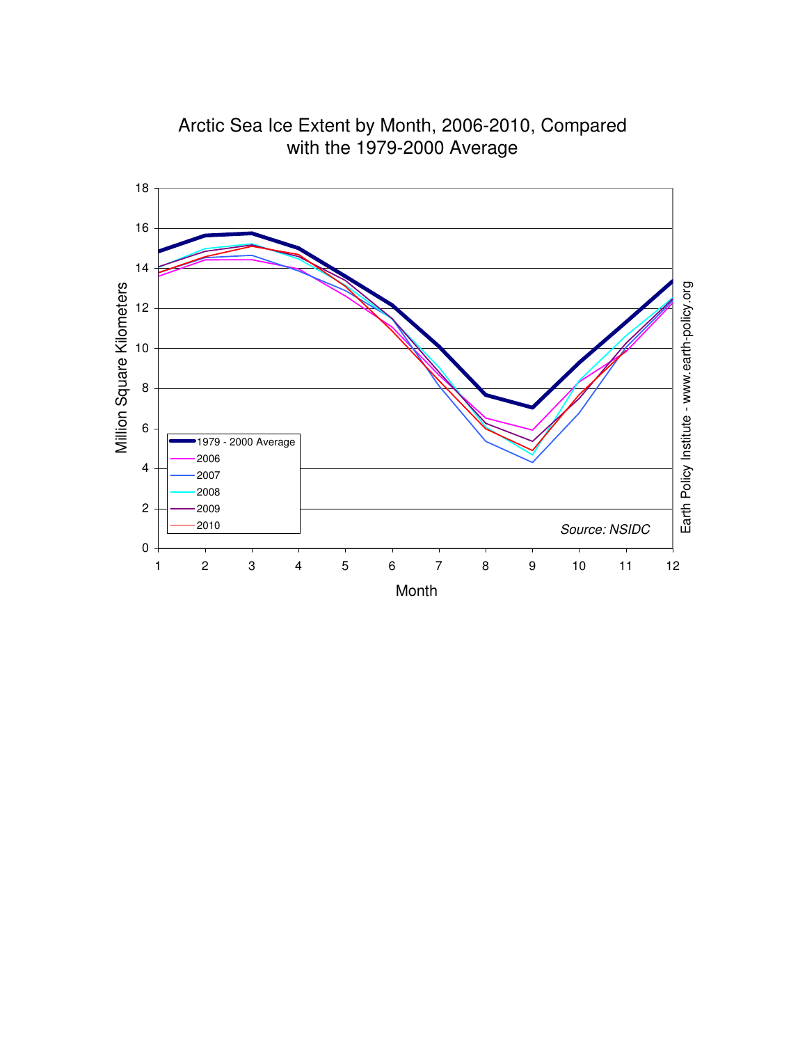Arctic Sea Ice Extent by Month, 2006-2010, Compared with the 1979-2000 Average

Source: NSIDC

Earth Policy Institute - www.earth-policy.org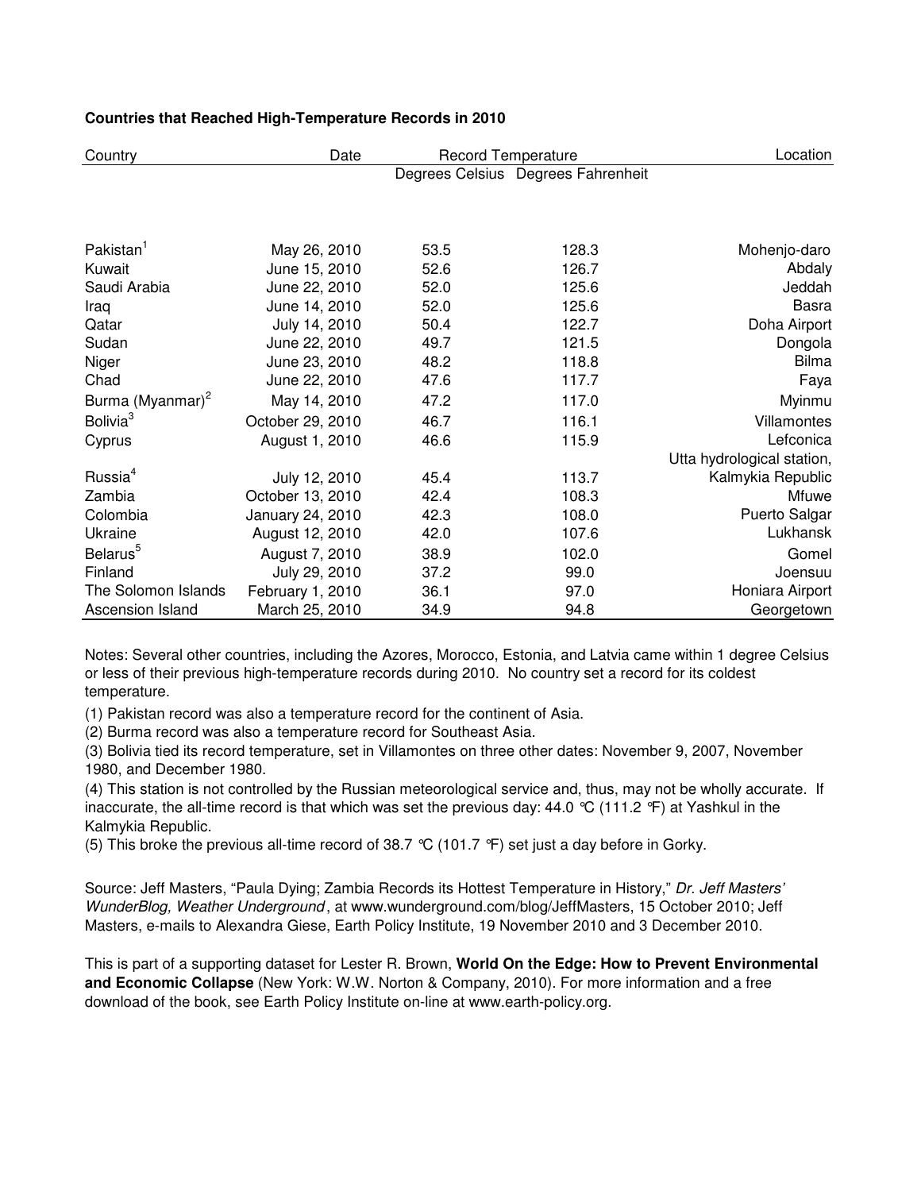**Countries that Reached High-Temperature Records in 2010**

| Country | Date | Record Temperature | | Location |
|---|---|---|---|---|
| | | Degrees Celsius | Degrees Fahrenheit | |
| Pakistan[1] | May 26, 2010 | 53.5 | 128.3 | Mohenjo-daro |
| Kuwait | June 15, 2010 | 52.6 | 126.7 | Abdaly |
| Saudi Arabia | June 22, 2010 | 52.0 | 125.6 | Jeddah |
| Iraq | June 14, 2010 | 52.0 | 125.6 | Basra |
| Qatar | July 14, 2010 | 50.4 | 122.7 | Doha Airport |
| Sudan | June 22, 2010 | 49.7 | 121.5 | Dongola |
| Niger | June 23, 2010 | 48.2 | 118.8 | Bilma |
| Chad | June 22, 2010 | 47.6 | 117.7 | Faya |
| Burma (Myanmar)[2] | May 14, 2010 | 47.2 | 117.0 | Myinmu |
| Bolivia[3] | October 29, 2010 | 46.7 | 116.1 | Villamontes |
| Cyprus | August 1, 2010 | 46.6 | 115.9 | Lefconica |
| Russia[4] | July 12, 2010 | 45.4 | 113.7 | Utta hydrological station, Kalmykia Republic |
| Zambia | October 13, 2010 | 42.4 | 108.3 | Mfuwe |
| Colombia | January 24, 2010 | 42.3 | 108.0 | Puerto Salgar |
| Ukraine | August 12, 2010 | 42.0 | 107.6 | Lukhansk |
| Belarus[5] | August 7, 2010 | 38.9 | 102.0 | Gomel |
| Finland | July 29, 2010 | 37.2 | 99.0 | Joensuu |
| The Solomon Islands | February 1, 2010 | 36.1 | 97.0 | Honiara Airport |
| Ascension Island | March 25, 2010 | 34.9 | 94.8 | Georgetown |

Notes: Several other countries, including the Azores, Morocco, Estonia, and Latvia came within 1 degree Celsius or less of their previous high-temperature records during 2010. No country set a record for its coldest temperature.

(1) Pakistan record was also a temperature record for the continent of Asia.

(2) Burma record was also a temperature record for Southeast Asia.

(3) Bolivia tied its record temperature, set in Villamontes on three other dates: November 9, 2007, November 1980, and December 1980.

(4) This station is not controlled by the Russian meteorological service and, thus, may not be wholly accurate. If inaccurate, the all-time record is that which was set the previous day: 44.0 °C (111.2 °F) at Yashkul in the Kalmykia Republic.

(5) This broke the previous all-time record of 38.7 °C (101.7 °F) set just a day before in Gorky.

Source: Jeff Masters, "Paula Dying; Zambia Records its Hottest Temperature in History," *Dr. Jeff Masters' WunderBlog, Weather Underground*, at www.wunderground.com/blog/JeffMasters, 15 October 2010; Jeff Masters, e-mails to Alexandra Giese, Earth Policy Institute, 19 November 2010 and 3 December 2010.

This is part of a supporting dataset for Lester R. Brown, **World On the Edge: How to Prevent Environmental and Economic Collapse** (New York: W.W. Norton & Company, 2010). For more information and a free download of the book, see Earth Policy Institute on-line at www.earth-policy.org.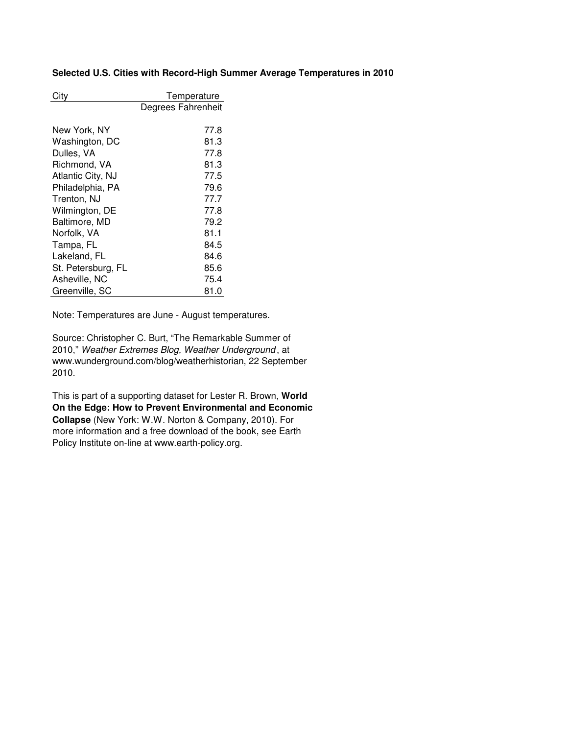**Selected U.S. Cities with Record-High Summer Average Temperatures in 2010**

| City | Temperature |
|---|---|
| | Degrees Fahrenheit |
| New York, NY | 77.8 |
| Washington, DC | 81.3 |
| Dulles, VA | 77.8 |
| Richmond, VA | 81.3 |
| Atlantic City, NJ | 77.5 |
| Philadelphia, PA | 79.6 |
| Trenton, NJ | 77.7 |
| Wilmington, DE | 77.8 |
| Baltimore, MD | 79.2 |
| Norfolk, VA | 81.1 |
| Tampa, FL | 84.5 |
| Lakeland, FL | 84.6 |
| St. Petersburg, FL | 85.6 |
| Asheville, NC | 75.4 |
| Greenville, SC | 81.0 |

Note: Temperatures are June - August temperatures.

Source: Christopher C. Burt, "The Remarkable Summer of 2010," *Weather Extremes Blog, Weather Underground*, at www.wunderground.com/blog/weatherhistorian, 22 September 2010.

This is part of a supporting dataset for Lester R. Brown, **World On the Edge: How to Prevent Environmental and Economic Collapse** (New York: W.W. Norton & Company, 2010). For more information and a free download of the book, see Earth Policy Institute on-line at www.earth-policy.org.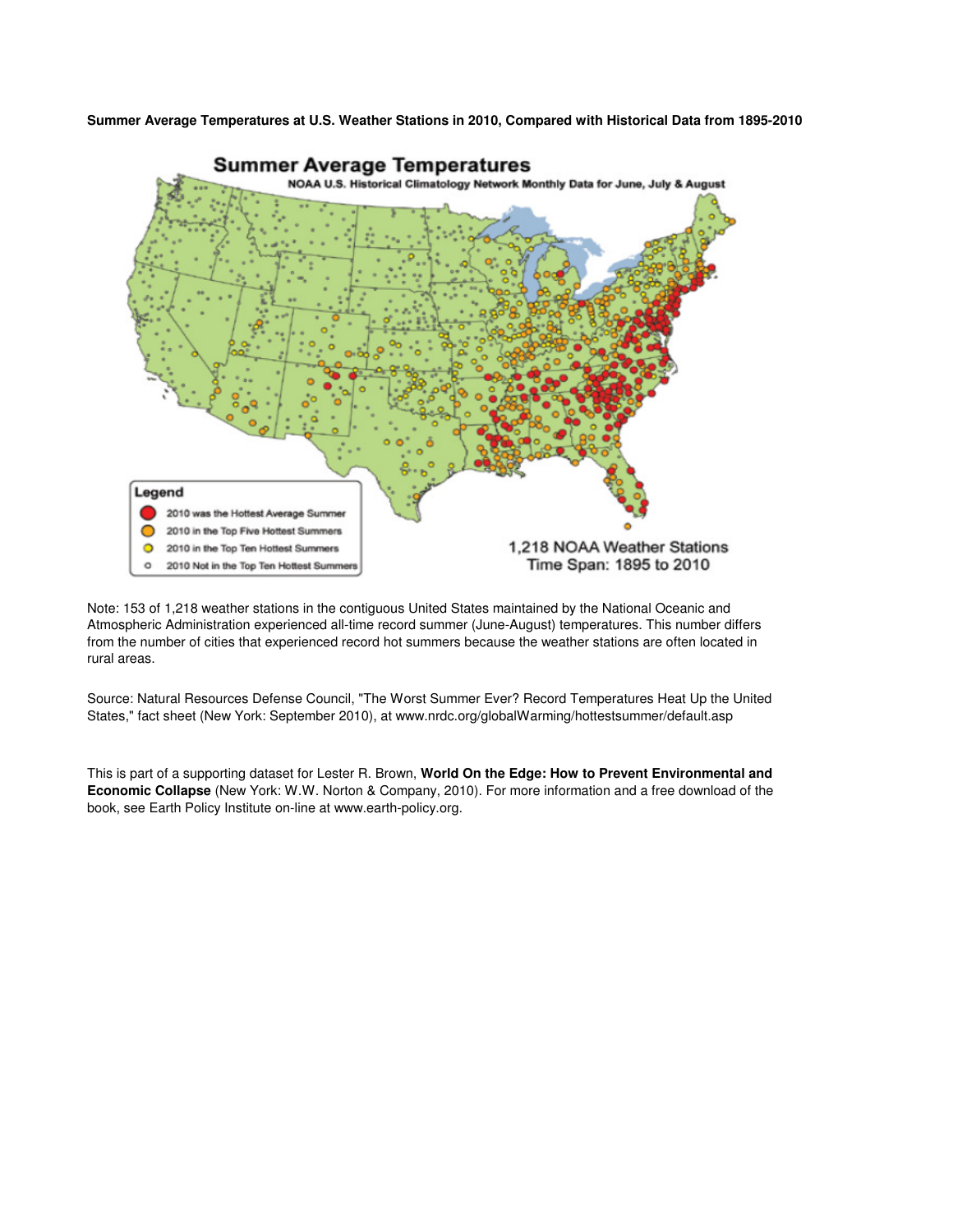**Summer Average Temperatures at U.S. Weather Stations in 2010, Compared with Historical Data from 1895-2010**

Summer Average Temperatures

NOAA U.S. Historical Climatology Network Monthly Data for June, July & August

Legend

2010 was the Hottest Average Summer

2010 in the Top Five Hottest Summers

2010 in the Top Ten Hottest Summers

2010 Not in the Top Ten Hottest Summers

1,218 NOAA Weather Stations

Time Span: 1895 to 2010

Note: 153 of 1,218 weather stations in the contiguous United States maintained by the National Oceanic and Atmospheric Administration experienced all-time record summer (June-August) temperatures. This number differs from the number of cities that experienced record hot summers because the weather stations are often located in rural areas.

Source: Natural Resources Defense Council, "The Worst Summer Ever? Record Temperatures Heat Up the United States," fact sheet (New York: September 2010), at www.nrdc.org/globalWarming/hottestsummer/default.asp

This is part of a supporting dataset for Lester R. Brown, **World On the Edge: How to Prevent Environmental and Economic Collapse** (New York: W.W. Norton & Company, 2010). For more information and a free download of the book, see Earth Policy Institute on-line at www.earth-policy.org.